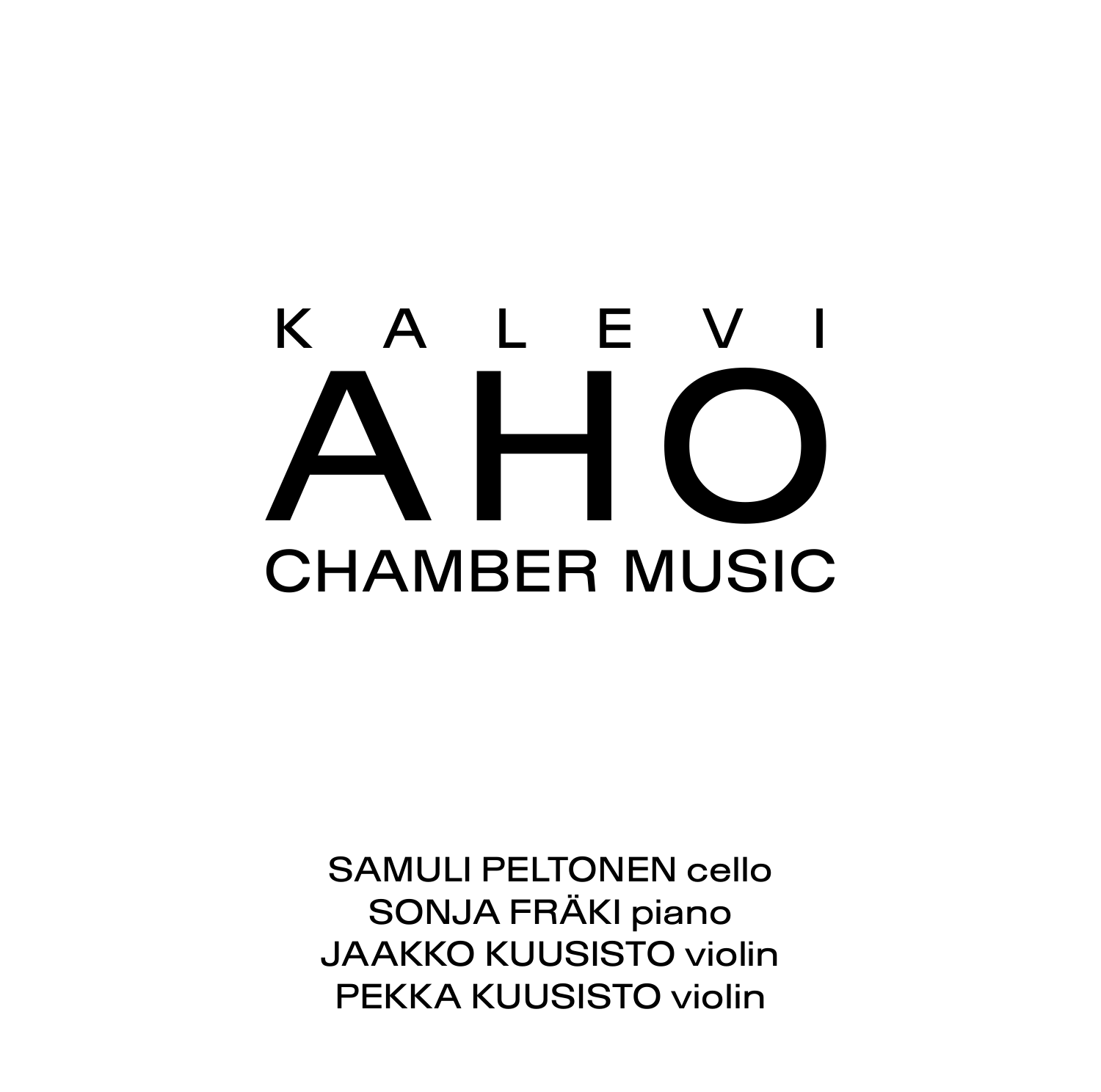K A L E V I

# AHO

## CHAMBER MUSIC

SAMULI PELTONEN cello
SONJA FRÄKI piano
JAAKKO KUUSISTO violin
PEKKA KUUSISTO violin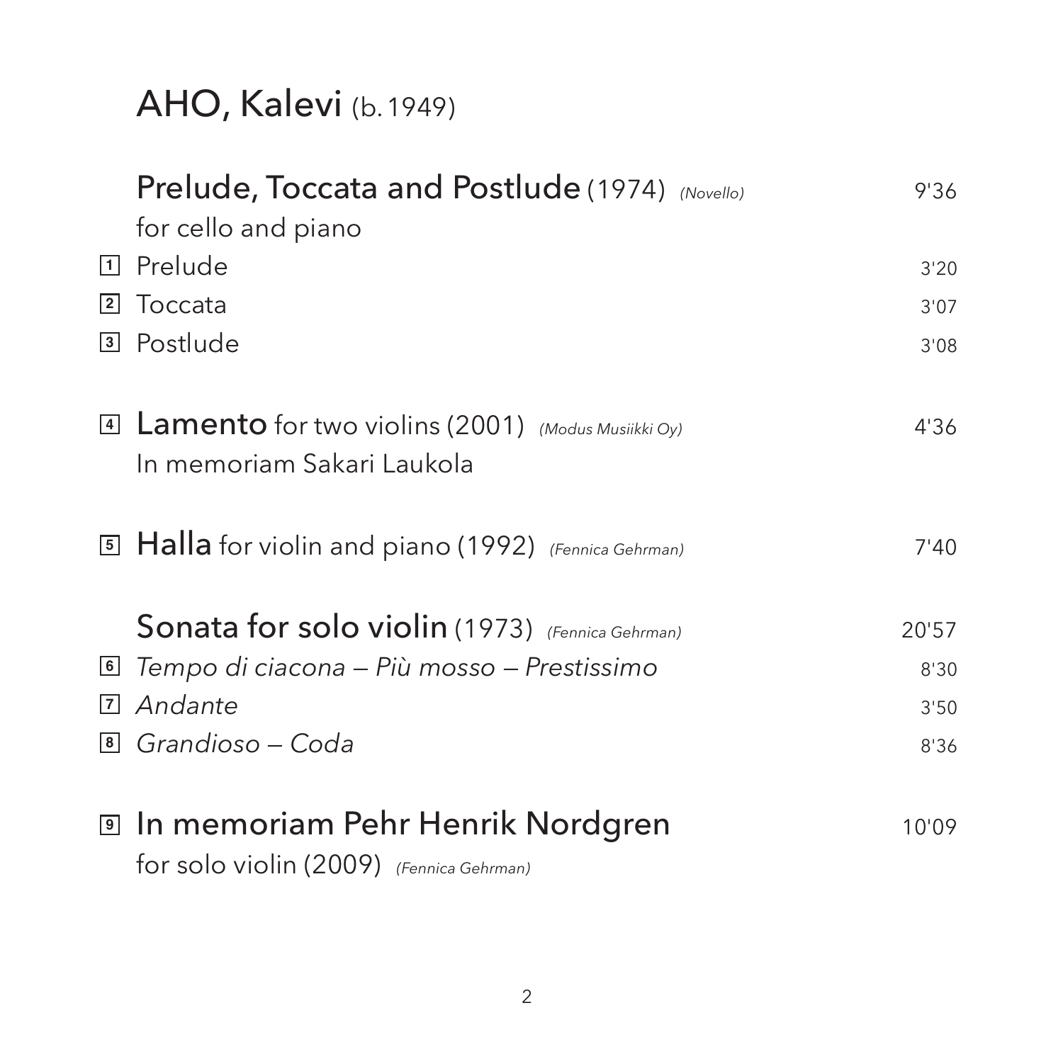# AHO, Kalevi (b. 1949)

**Prelude, Toccata and Postlude** (1974) *(Novello)* 9'36
for cello and piano

1. Prelude 3'20
2. Toccata 3'07
3. Postlude 3'08

4. **Lamento** for two violins (2001) *(Modus Musiikki Oy)* 4'36
In memoriam Sakari Laukola

5. **Halla** for violin and piano (1992) *(Fennica Gehrman)* 7'40

**Sonata for solo violin** (1973) *(Fennica Gehrman)* 20'57

6. *Tempo di ciacona – Più mosso – Prestissimo* 8'30
7. *Andante* 3'50
8. *Grandioso – Coda* 8'36

9. **In memoriam Pehr Henrik Nordgren** 10'09
for solo violin (2009) *(Fennica Gehrman)*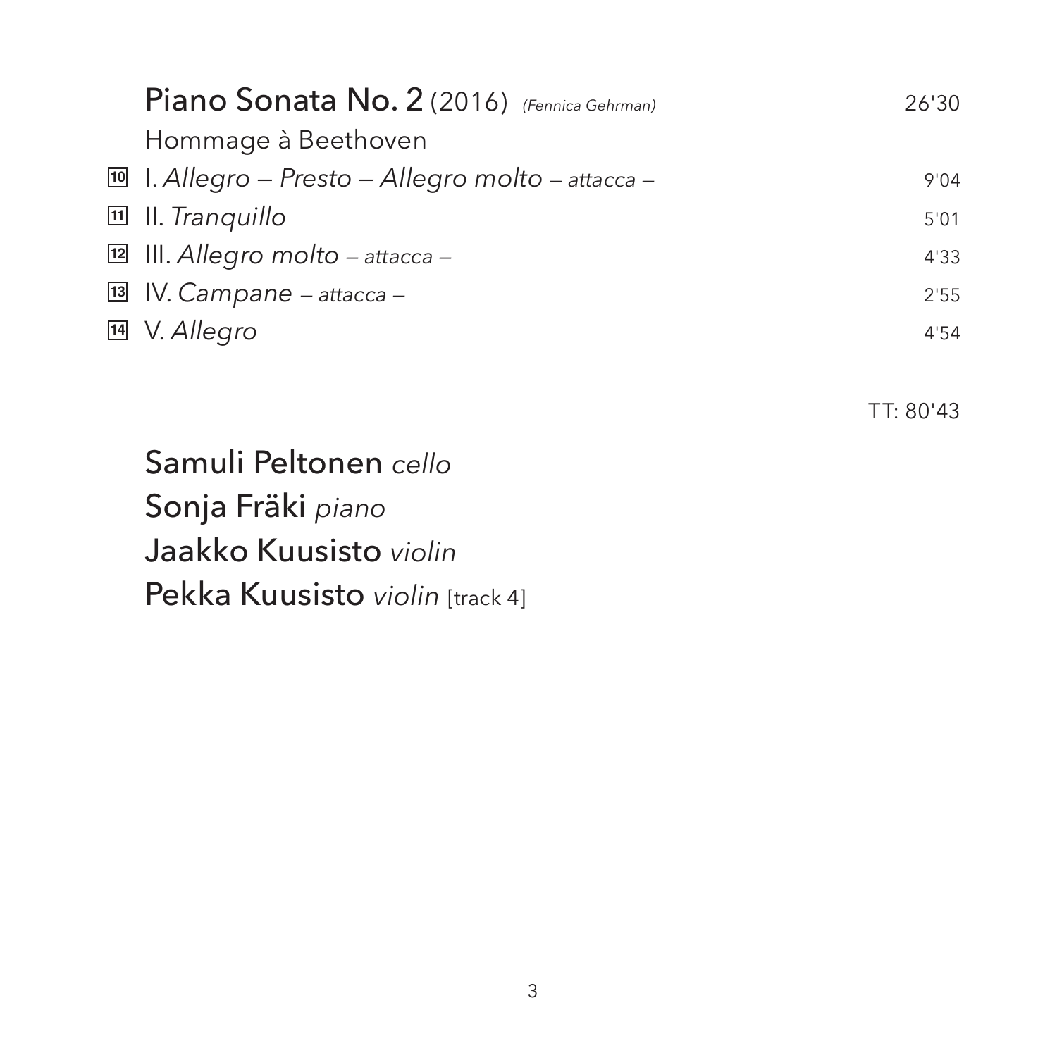**Piano Sonata No. 2** (2016) *(Fennica Gehrman)* 26'30

Hommage à Beethoven

| | | |
|---|---|---|
| 10 | I. *Allegro – Presto – Allegro molto* – *attacca* – | 9'04 |
| 11 | II. *Tranquillo* | 5'01 |
| 12 | III. *Allegro molto* – *attacca* – | 4'33 |
| 13 | IV. *Campane* – *attacca* – | 2'55 |
| 14 | V. *Allegro* | 4'54 |

TT: 80'43

Samuli Peltonen *cello*
Sonja Fräki *piano*
Jaakko Kuusisto *violin*
Pekka Kuusisto *violin* [track 4]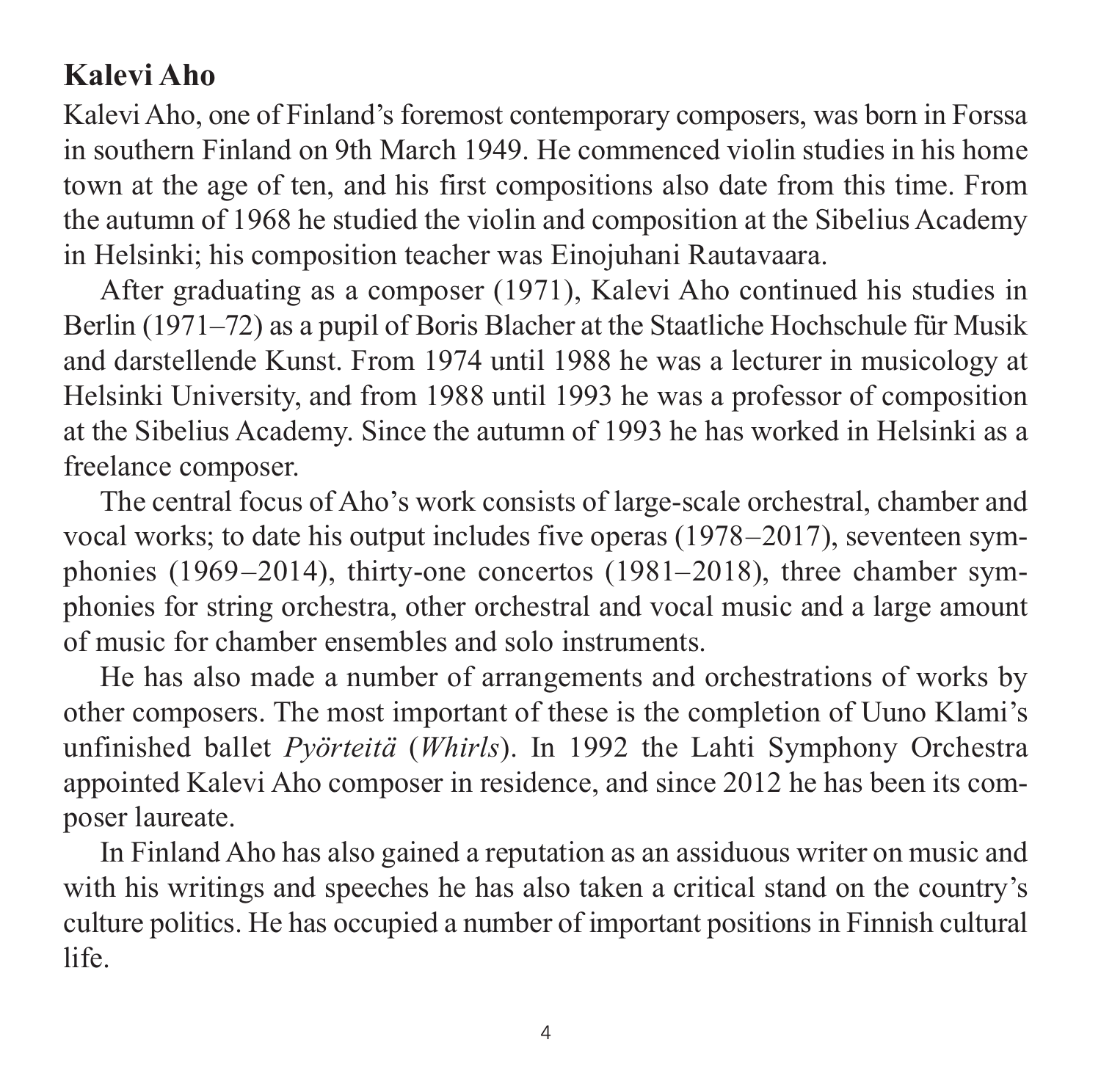## Kalevi Aho

Kalevi Aho, one of Finland's foremost contemporary composers, was born in Forssa in southern Finland on 9th March 1949. He commenced violin studies in his home town at the age of ten, and his first compositions also date from this time. From the autumn of 1968 he studied the violin and composition at the Sibelius Academy in Helsinki; his composition teacher was Einojuhani Rautavaara.

After graduating as a composer (1971), Kalevi Aho continued his studies in Berlin (1971–72) as a pupil of Boris Blacher at the Staatliche Hochschule für Musik and darstellende Kunst. From 1974 until 1988 he was a lecturer in musicology at Helsinki University, and from 1988 until 1993 he was a professor of composition at the Sibelius Academy. Since the autumn of 1993 he has worked in Helsinki as a freelance composer.

The central focus of Aho's work consists of large-scale orchestral, chamber and vocal works; to date his output includes five operas (1978–2017), seventeen symphonies (1969–2014), thirty-one concertos (1981–2018), three chamber symphonies for string orchestra, other orchestral and vocal music and a large amount of music for chamber ensembles and solo instruments.

He has also made a number of arrangements and orchestrations of works by other composers. The most important of these is the completion of Uuno Klami's unfinished ballet *Pyörteitä* (*Whirls*). In 1992 the Lahti Symphony Orchestra appointed Kalevi Aho composer in residence, and since 2012 he has been its composer laureate.

In Finland Aho has also gained a reputation as an assiduous writer on music and with his writings and speeches he has also taken a critical stand on the country's culture politics. He has occupied a number of important positions in Finnish cultural life.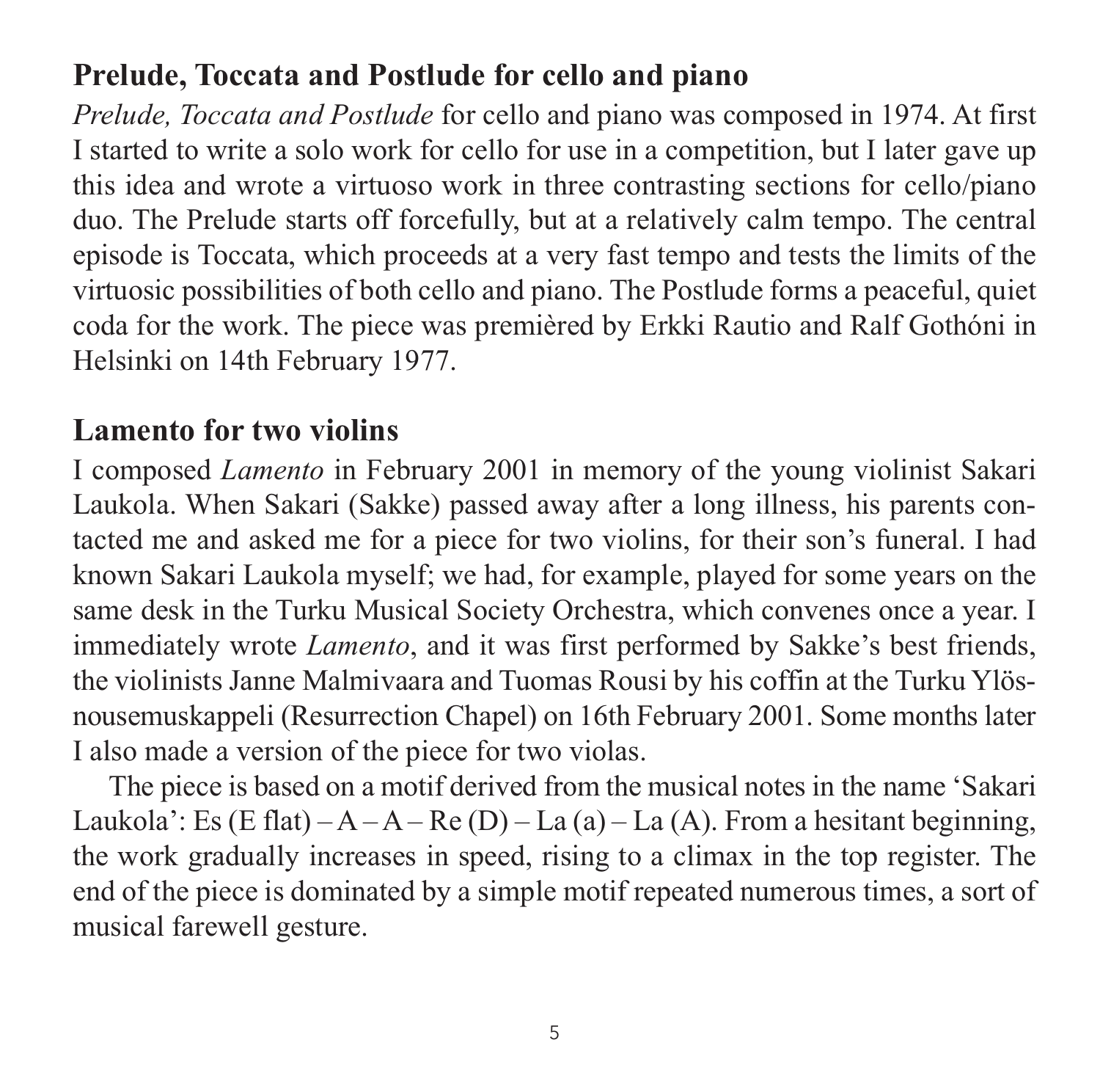## Prelude, Toccata and Postlude for cello and piano

*Prelude, Toccata and Postlude* for cello and piano was composed in 1974. At first I started to write a solo work for cello for use in a competition, but I later gave up this idea and wrote a virtuoso work in three contrasting sections for cello/piano duo. The Prelude starts off forcefully, but at a relatively calm tempo. The central episode is Toccata, which proceeds at a very fast tempo and tests the limits of the virtuosic possibilities of both cello and piano. The Postlude forms a peaceful, quiet coda for the work. The piece was premièred by Erkki Rautio and Ralf Gothóni in Helsinki on 14th February 1977.

## Lamento for two violins

I composed *Lamento* in February 2001 in memory of the young violinist Sakari Laukola. When Sakari (Sakke) passed away after a long illness, his parents contacted me and asked me for a piece for two violins, for their son's funeral. I had known Sakari Laukola myself; we had, for example, played for some years on the same desk in the Turku Musical Society Orchestra, which convenes once a year. I immediately wrote *Lamento*, and it was first performed by Sakke's best friends, the violinists Janne Malmivaara and Tuomas Rousi by his coffin at the Turku Ylösnousemuskappeli (Resurrection Chapel) on 16th February 2001. Some months later I also made a version of the piece for two violas.

The piece is based on a motif derived from the musical notes in the name 'Sakari Laukola': Es (E flat) – A – A – Re (D) – La (a) – La (A). From a hesitant beginning, the work gradually increases in speed, rising to a climax in the top register. The end of the piece is dominated by a simple motif repeated numerous times, a sort of musical farewell gesture.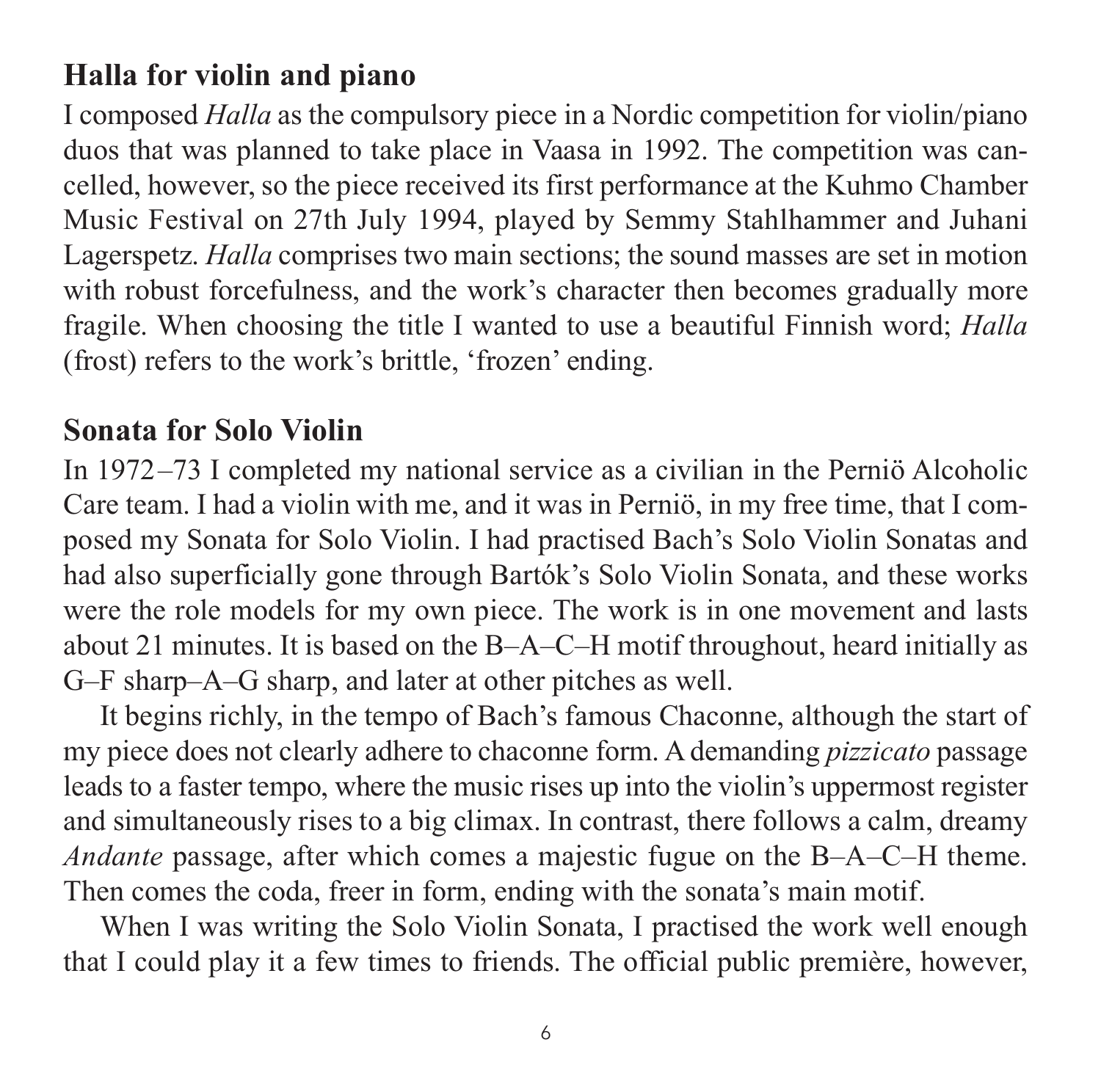## Halla for violin and piano

I composed *Halla* as the compulsory piece in a Nordic competition for violin/piano duos that was planned to take place in Vaasa in 1992. The competition was cancelled, however, so the piece received its first performance at the Kuhmo Chamber Music Festival on 27th July 1994, played by Semmy Stahlhammer and Juhani Lagerspetz. *Halla* comprises two main sections; the sound masses are set in motion with robust forcefulness, and the work's character then becomes gradually more fragile. When choosing the title I wanted to use a beautiful Finnish word; *Halla* (frost) refers to the work's brittle, 'frozen' ending.

## Sonata for Solo Violin

In 1972–73 I completed my national service as a civilian in the Perniö Alcoholic Care team. I had a violin with me, and it was in Perniö, in my free time, that I composed my Sonata for Solo Violin. I had practised Bach's Solo Violin Sonatas and had also superficially gone through Bartók's Solo Violin Sonata, and these works were the role models for my own piece. The work is in one movement and lasts about 21 minutes. It is based on the B–A–C–H motif throughout, heard initially as G–F sharp–A–G sharp, and later at other pitches as well.

It begins richly, in the tempo of Bach's famous Chaconne, although the start of my piece does not clearly adhere to chaconne form. A demanding *pizzicato* passage leads to a faster tempo, where the music rises up into the violin's uppermost register and simultaneously rises to a big climax. In contrast, there follows a calm, dreamy *Andante* passage, after which comes a majestic fugue on the B–A–C–H theme. Then comes the coda, freer in form, ending with the sonata's main motif.

When I was writing the Solo Violin Sonata, I practised the work well enough that I could play it a few times to friends. The official public première, however,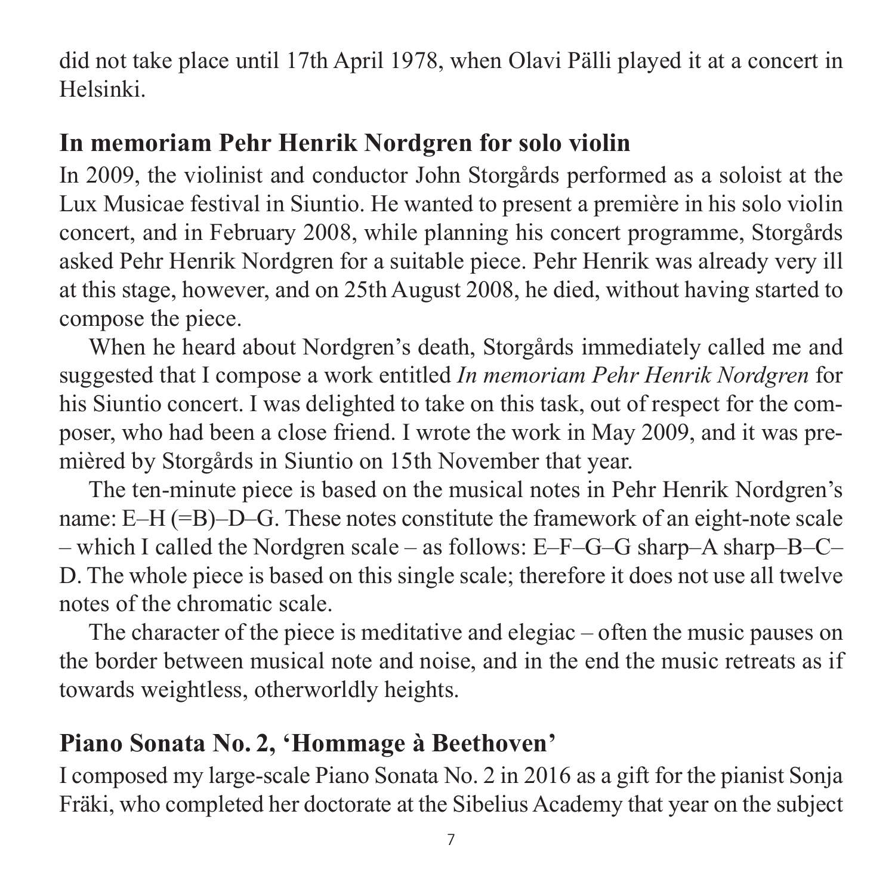did not take place until 17th April 1978, when Olavi Pälli played it at a concert in Helsinki.

## In memoriam Pehr Henrik Nordgren for solo violin

In 2009, the violinist and conductor John Storgårds performed as a soloist at the Lux Musicae festival in Siuntio. He wanted to present a première in his solo violin concert, and in February 2008, while planning his concert programme, Storgårds asked Pehr Henrik Nordgren for a suitable piece. Pehr Henrik was already very ill at this stage, however, and on 25th August 2008, he died, without having started to compose the piece.

When he heard about Nordgren's death, Storgårds immediately called me and suggested that I compose a work entitled *In memoriam Pehr Henrik Nordgren* for his Siuntio concert. I was delighted to take on this task, out of respect for the composer, who had been a close friend. I wrote the work in May 2009, and it was premièred by Storgårds in Siuntio on 15th November that year.

The ten-minute piece is based on the musical notes in Pehr Henrik Nordgren's name: E–H (=B)–D–G. These notes constitute the framework of an eight-note scale – which I called the Nordgren scale – as follows: E–F–G–G sharp–A sharp–B–C–D. The whole piece is based on this single scale; therefore it does not use all twelve notes of the chromatic scale.

The character of the piece is meditative and elegiac – often the music pauses on the border between musical note and noise, and in the end the music retreats as if towards weightless, otherworldly heights.

## Piano Sonata No. 2, 'Hommage à Beethoven'

I composed my large-scale Piano Sonata No. 2 in 2016 as a gift for the pianist Sonja Fräki, who completed her doctorate at the Sibelius Academy that year on the subject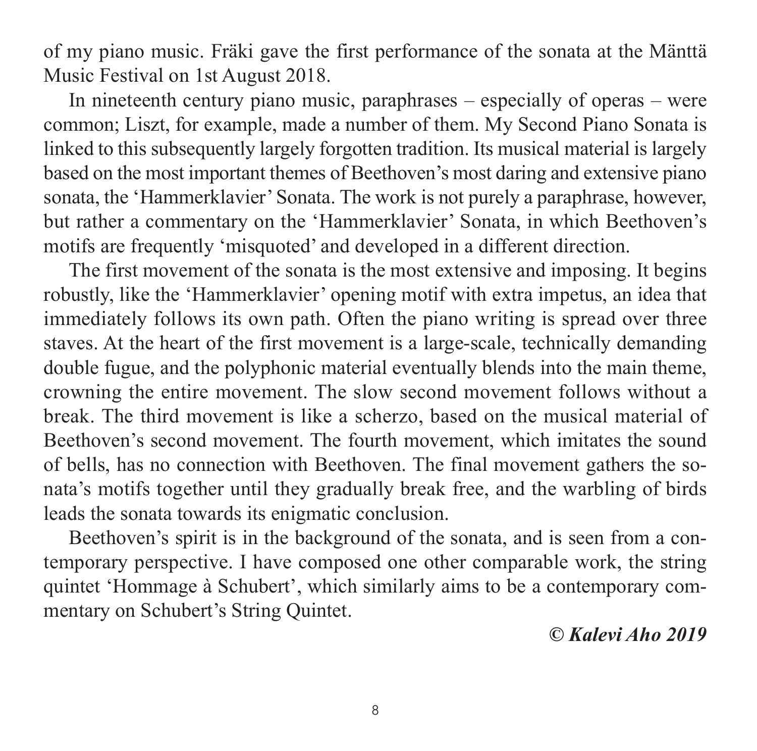of my piano music. Fräki gave the first performance of the sonata at the Mänttä Music Festival on 1st August 2018.

In nineteenth century piano music, paraphrases – especially of operas – were common; Liszt, for example, made a number of them. My Second Piano Sonata is linked to this subsequently largely forgotten tradition. Its musical material is largely based on the most important themes of Beethoven's most daring and extensive piano sonata, the 'Hammerklavier' Sonata. The work is not purely a paraphrase, however, but rather a commentary on the 'Hammerklavier' Sonata, in which Beethoven's motifs are frequently 'misquoted' and developed in a different direction.

The first movement of the sonata is the most extensive and imposing. It begins robustly, like the 'Hammerklavier' opening motif with extra impetus, an idea that immediately follows its own path. Often the piano writing is spread over three staves. At the heart of the first movement is a large-scale, technically demanding double fugue, and the polyphonic material eventually blends into the main theme, crowning the entire movement. The slow second movement follows without a break. The third movement is like a scherzo, based on the musical material of Beethoven's second movement. The fourth movement, which imitates the sound of bells, has no connection with Beethoven. The final movement gathers the sonata's motifs together until they gradually break free, and the warbling of birds leads the sonata towards its enigmatic conclusion.

Beethoven's spirit is in the background of the sonata, and is seen from a contemporary perspective. I have composed one other comparable work, the string quintet 'Hommage à Schubert', which similarly aims to be a contemporary commentary on Schubert's String Quintet.

***© Kalevi Aho 2019***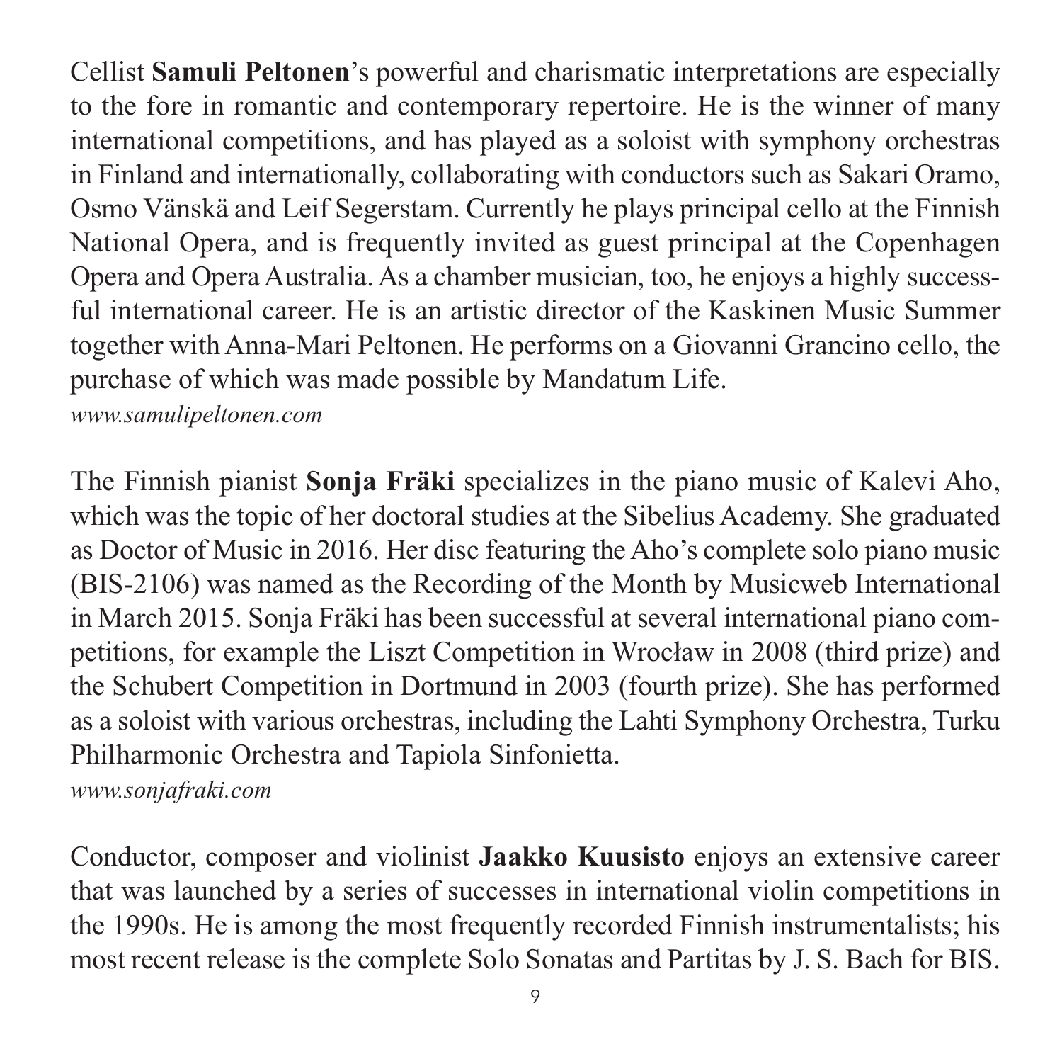Cellist **Samuli Peltonen**'s powerful and charismatic interpretations are especially to the fore in romantic and contemporary repertoire. He is the winner of many international competitions, and has played as a soloist with symphony orchestras in Finland and internationally, collaborating with conductors such as Sakari Oramo, Osmo Vänskä and Leif Segerstam. Currently he plays principal cello at the Finnish National Opera, and is frequently invited as guest principal at the Copenhagen Opera and Opera Australia. As a chamber musician, too, he enjoys a highly successful international career. He is an artistic director of the Kaskinen Music Summer together with Anna-Mari Peltonen. He performs on a Giovanni Grancino cello, the purchase of which was made possible by Mandatum Life.
*www.samulipeltonen.com*

The Finnish pianist **Sonja Fräki** specializes in the piano music of Kalevi Aho, which was the topic of her doctoral studies at the Sibelius Academy. She graduated as Doctor of Music in 2016. Her disc featuring the Aho's complete solo piano music (BIS-2106) was named as the Recording of the Month by Musicweb International in March 2015. Sonja Fräki has been successful at several international piano competitions, for example the Liszt Competition in Wrocław in 2008 (third prize) and the Schubert Competition in Dortmund in 2003 (fourth prize). She has performed as a soloist with various orchestras, including the Lahti Symphony Orchestra, Turku Philharmonic Orchestra and Tapiola Sinfonietta.
*www.sonjafraki.com*

Conductor, composer and violinist **Jaakko Kuusisto** enjoys an extensive career that was launched by a series of successes in international violin competitions in the 1990s. He is among the most frequently recorded Finnish instrumentalists; his most recent release is the complete Solo Sonatas and Partitas by J. S. Bach for BIS.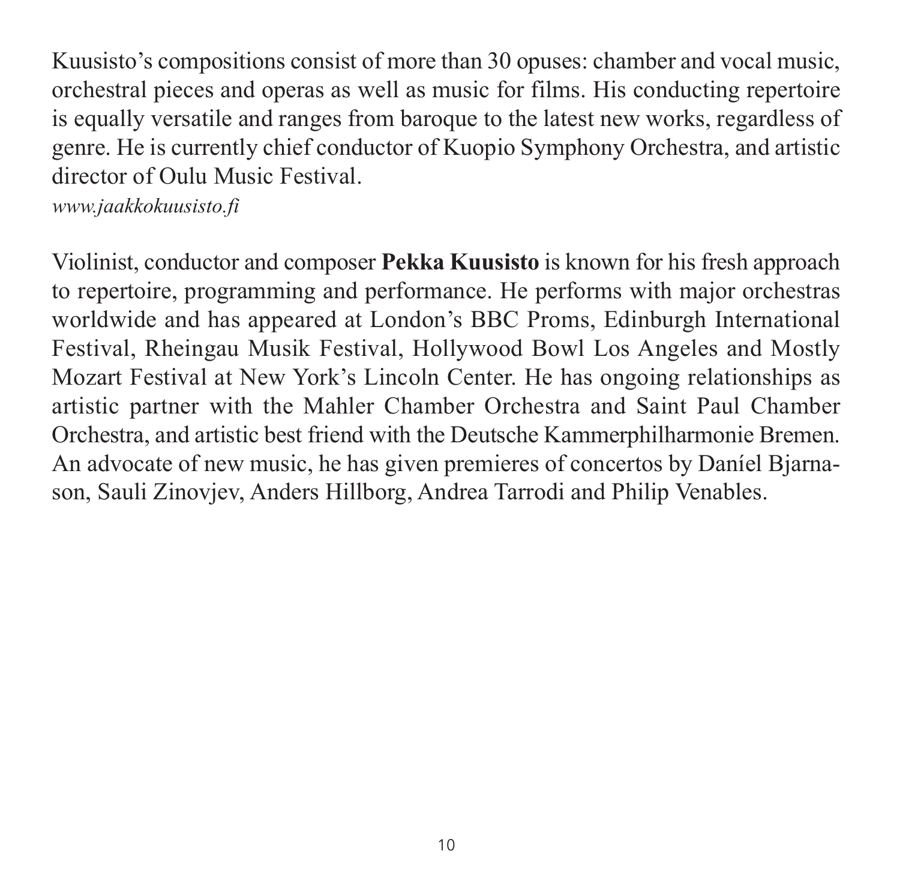Kuusisto's compositions consist of more than 30 opuses: chamber and vocal music, orchestral pieces and operas as well as music for films. His conducting repertoire is equally versatile and ranges from baroque to the latest new works, regardless of genre. He is currently chief conductor of Kuopio Symphony Orchestra, and artistic director of Oulu Music Festival.
*www.jaakkokuusisto.fi*

Violinist, conductor and composer **Pekka Kuusisto** is known for his fresh approach to repertoire, programming and performance. He performs with major orchestras worldwide and has appeared at London's BBC Proms, Edinburgh International Festival, Rheingau Musik Festival, Hollywood Bowl Los Angeles and Mostly Mozart Festival at New York's Lincoln Center. He has ongoing relationships as artistic partner with the Mahler Chamber Orchestra and Saint Paul Chamber Orchestra, and artistic best friend with the Deutsche Kammerphilharmonie Bremen. An advocate of new music, he has given premieres of concertos by Daníel Bjarnason, Sauli Zinovjev, Anders Hillborg, Andrea Tarrodi and Philip Venables.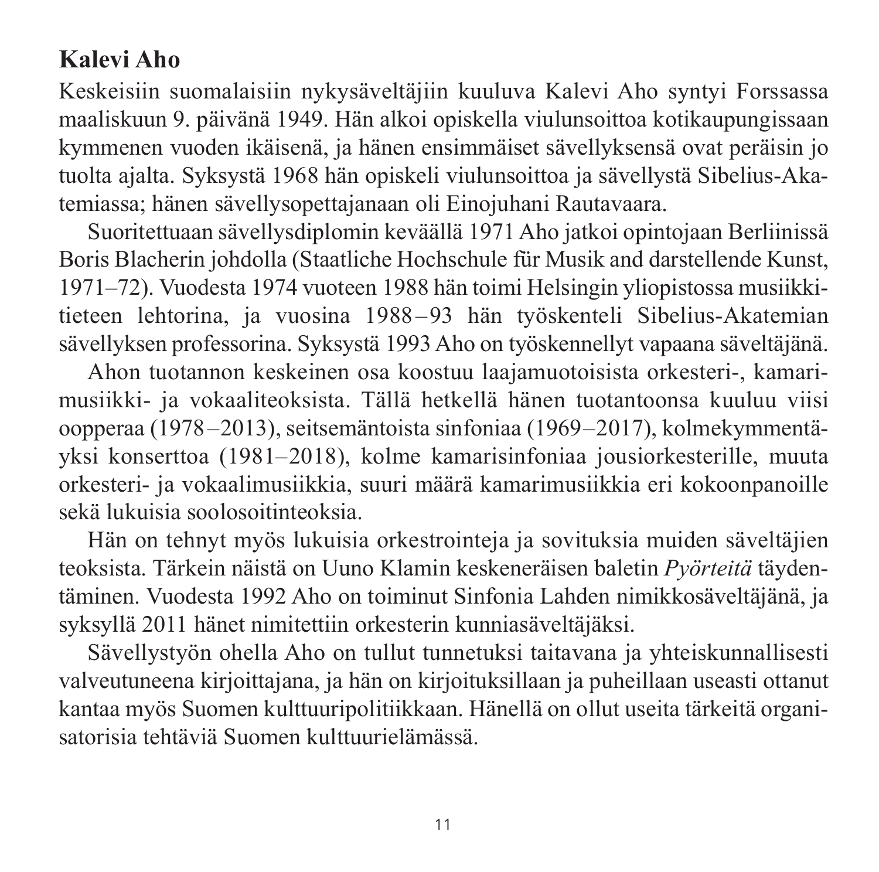## Kalevi Aho

Keskeisiin suomalaisiin nykysäveltäjiin kuuluva Kalevi Aho syntyi Forssassa maaliskuun 9. päivänä 1949. Hän alkoi opiskella viulunsoittoa kotikaupungissaan kymmenen vuoden ikäisenä, ja hänen ensimmäiset sävellyksensä ovat peräisin jo tuolta ajalta. Syksystä 1968 hän opiskeli viulunsoittoa ja sävellystä Sibelius-Akatemiassa; hänen sävellysopettajanaan oli Einojuhani Rautavaara.

Suoritettuaan sävellysdiplomin keväällä 1971 Aho jatkoi opintojaan Berliinissä Boris Blacherin johdolla (Staatliche Hochschule für Musik and darstellende Kunst, 1971–72). Vuodesta 1974 vuoteen 1988 hän toimi Helsingin yliopistossa musiikkitieteen lehtorina, ja vuosina 1988–93 hän työskenteli Sibelius-Akatemian sävellyksen professorina. Syksystä 1993 Aho on työskennellyt vapaana säveltäjänä.

Ahon tuotannon keskeinen osa koostuu laajamuotoisista orkesteri-, kamarimusiikki- ja vokaaliteoksista. Tällä hetkellä hänen tuotantoonsa kuuluu viisi oopperaa (1978–2013), seitsemäntoista sinfoniaa (1969–2017), kolmekymmentäyksi konserttoa (1981–2018), kolme kamarisinfoniaa jousiorkesterille, muuta orkesteri- ja vokaalimusiikkia, suuri määrä kamarimusiikkia eri kokoonpanoille sekä lukuisia soolosoitinteoksia.

Hän on tehnyt myös lukuisia orkestrointeja ja sovituksia muiden säveltäjien teoksista. Tärkein näistä on Uuno Klamin keskeneräisen baletin *Pyörteitä* täydentäminen. Vuodesta 1992 Aho on toiminut Sinfonia Lahden nimikkosäveltäjänä, ja syksyllä 2011 hänet nimitettiin orkesterin kunniasäveltäjäksi.

Sävellystyön ohella Aho on tullut tunnetuksi taitavana ja yhteiskunnallisesti valveutuneena kirjoittajana, ja hän on kirjoituksillaan ja puheillaan useasti ottanut kantaa myös Suomen kulttuuripolitiikkaan. Hänellä on ollut useita tärkeitä organisatorisia tehtäviä Suomen kulttuurielämässä.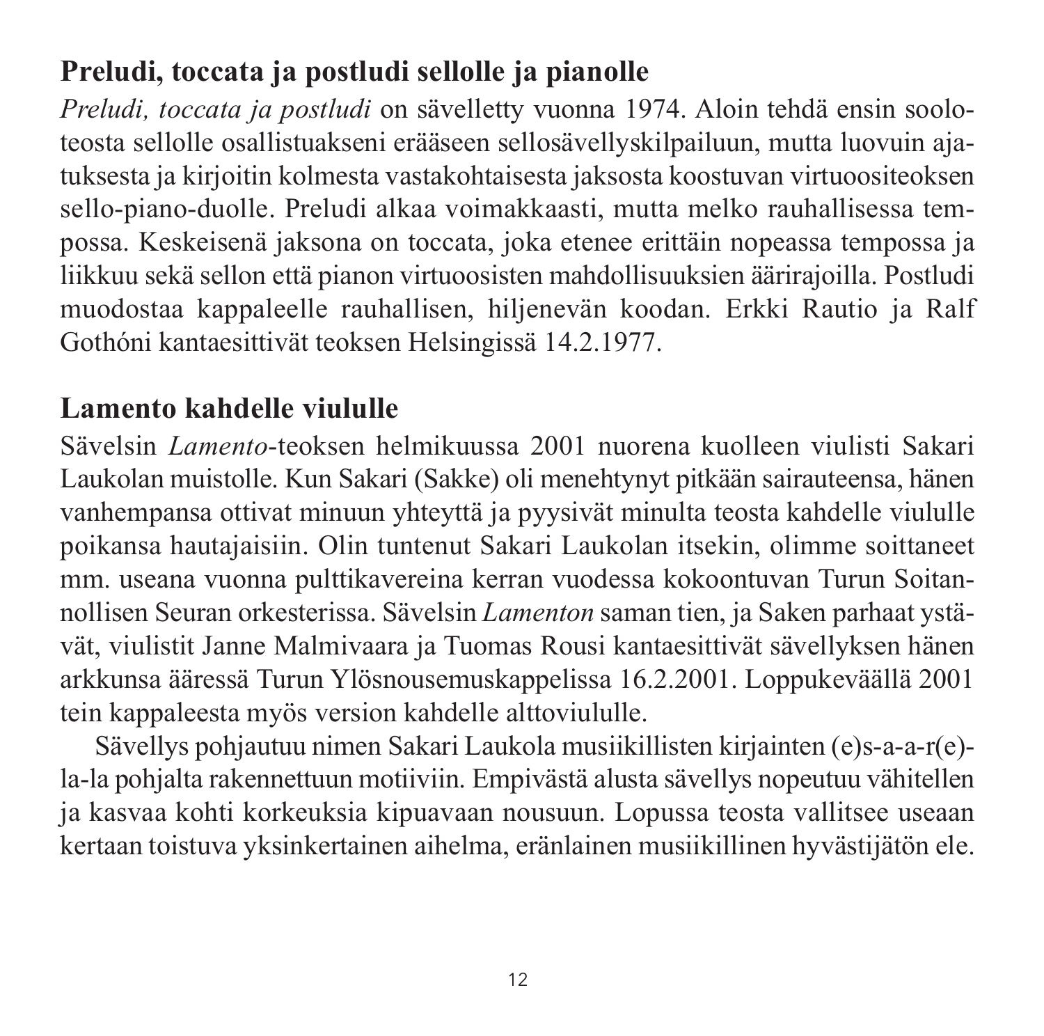## Preludi, toccata ja postludi sellolle ja pianolle

*Preludi, toccata ja postludi* on sävelletty vuonna 1974. Aloin tehdä ensin sooloteosta sellolle osallistuakseni erääseen sellosävellyskilpailuun, mutta luovuin ajatuksesta ja kirjoitin kolmesta vastakohtaisesta jaksosta koostuvan virtuoositeoksen sello-piano-duolle. Preludi alkaa voimakkaasti, mutta melko rauhallisessa tempossa. Keskeisenä jaksona on toccata, joka etenee erittäin nopeassa tempossa ja liikkuu sekä sellon että pianon virtuoosisten mahdollisuuksien äärirajoilla. Postludi muodostaa kappaleelle rauhallisen, hiljenevän koodan. Erkki Rautio ja Ralf Gothóni kantaesittivät teoksen Helsingissä 14.2.1977.

## Lamento kahdelle viululle

Sävelsin *Lamento*-teoksen helmikuussa 2001 nuorena kuolleen viulisti Sakari Laukolan muistolle. Kun Sakari (Sakke) oli menehtynyt pitkään sairauteensa, hänen vanhempansa ottivat minuun yhteyttä ja pyysivät minulta teosta kahdelle viululle poikansa hautajaisiin. Olin tuntenut Sakari Laukolan itsekin, olimme soittaneet mm. useana vuonna pulttikavereina kerran vuodessa kokoontuvan Turun Soitannollisen Seuran orkesterissa. Sävelsin *Lamenton* saman tien, ja Saken parhaat ystävät, viulistit Janne Malmivaara ja Tuomas Rousi kantaesittivät sävellyksen hänen arkkunsa ääressä Turun Ylösnousemuskappelissa 16.2.2001. Loppukeväällä 2001 tein kappaleesta myös version kahdelle alttoviululle.

Sävellys pohjautuu nimen Sakari Laukola musiikillisten kirjainten (e)s-a-a-r(e)-la-la pohjalta rakennettuun motiiviin. Empivästä alusta sävellys nopeutuu vähitellen ja kasvaa kohti korkeuksia kipuavaan nousuun. Lopussa teosta vallitsee useaan kertaan toistuva yksinkertainen aihelma, eränlainen musiikillinen hyvästijätön ele.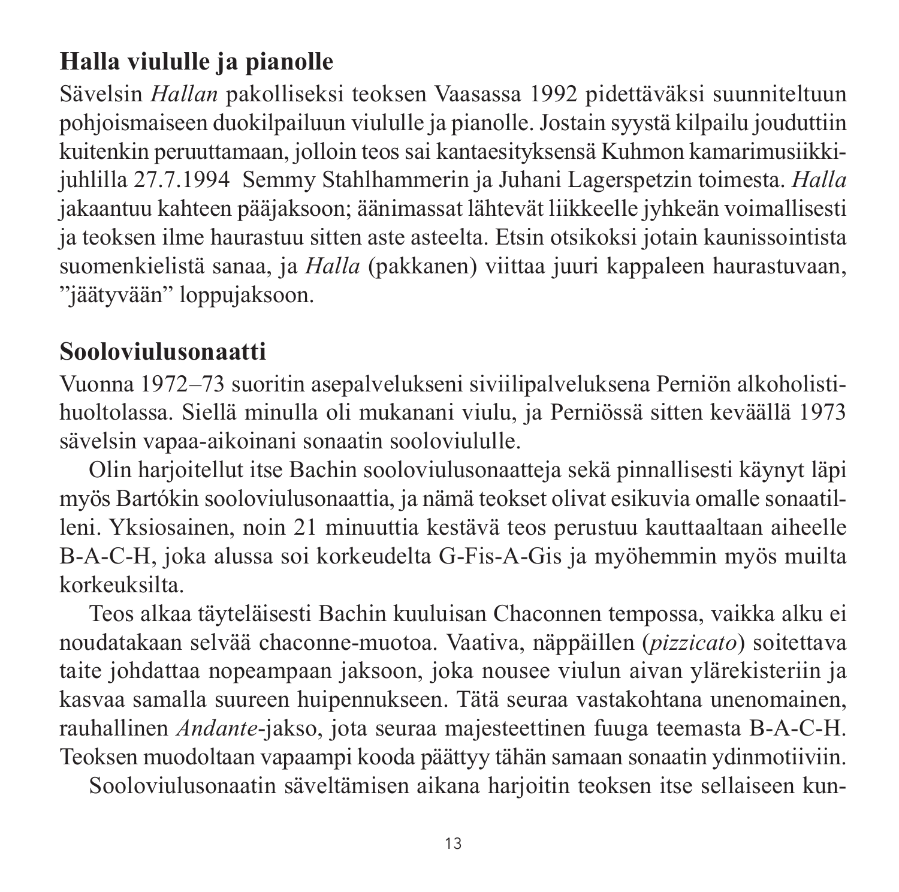## Halla viululle ja pianolle

Sävelsin *Hallan* pakolliseksi teoksen Vaasassa 1992 pidettäväksi suunniteltuun pohjoismaiseen duokilpailuun viululle ja pianolle. Jostain syystä kilpailu jouduttiin kuitenkin peruuttamaan, jolloin teos sai kantaesityksensä Kuhmon kamarimusiikkijuhlilla 27.7.1994 Semmy Stahlhammerin ja Juhani Lagerspetzin toimesta. *Halla* jakaantuu kahteen pääjaksoon; äänimassat lähtevät liikkeelle jyhkeän voimallisesti ja teoksen ilme haurastuu sitten aste asteelta. Etsin otsikoksi jotain kaunissointista suomenkielistä sanaa, ja *Halla* (pakkanen) viittaa juuri kappaleen haurastuvaan, "jäätyvään" loppujaksoon.

## Sooloviulusonaatti

Vuonna 1972–73 suoritin asepalvelukseni siviilipalveluksena Perniön alkoholistihuoltolassa. Siellä minulla oli mukanani viulu, ja Perniössä sitten keväällä 1973 sävelsin vapaa-aikoinani sonaatin sooloviululle.

Olin harjoitellut itse Bachin sooloviulusonaatteja sekä pinnallisesti käynyt läpi myös Bartókin sooloviulusonaattia, ja nämä teokset olivat esikuvia omalle sonaatilleni. Yksiosainen, noin 21 minuuttia kestävä teos perustuu kauttaaltaan aiheelle B-A-C-H, joka alussa soi korkeudelta G-Fis-A-Gis ja myöhemmin myös muilta korkeuksilta.

Teos alkaa täyteläisesti Bachin kuuluisan Chaconnen tempossa, vaikka alku ei noudatakaan selvää chaconne-muotoa. Vaativa, näppäillen (*pizzicato*) soitettava taite johdattaa nopeampaan jaksoon, joka nousee viulun aivan ylärekisteriin ja kasvaa samalla suureen huipennukseen. Tätä seuraa vastakohtana unenomainen, rauhallinen *Andante*-jakso, jota seuraa majesteettinen fuuga teemasta B-A-C-H. Teoksen muodoltaan vapaampi kooda päättyy tähän samaan sonaatin ydinmotiiviin.

Sooloviulusonaatin säveltämisen aikana harjoitin teoksen itse sellaiseen kun-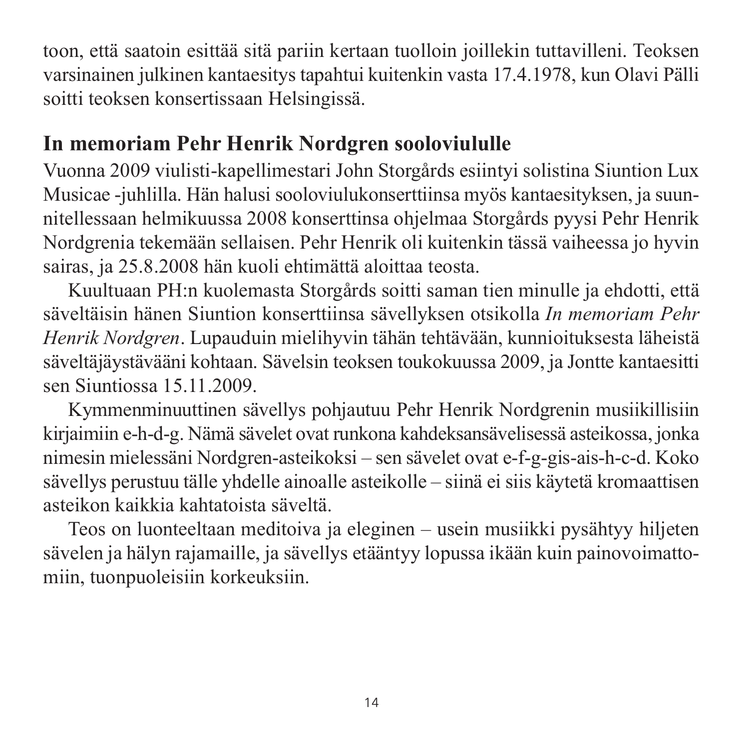toon, että saatoin esittää sitä pariin kertaan tuolloin joillekin tuttavilleni. Teoksen varsinainen julkinen kantaesitys tapahtui kuitenkin vasta 17.4.1978, kun Olavi Pälli soitti teoksen konsertissaan Helsingissä.

## In memoriam Pehr Henrik Nordgren sooloviululle

Vuonna 2009 viulisti-kapellimestari John Storgårds esiintyi solistina Siuntion Lux Musicae -juhlilla. Hän halusi sooloviulukonserttiinsa myös kantaesityksen, ja suunnitellessaan helmikuussa 2008 konserttinsa ohjelmaa Storgårds pyysi Pehr Henrik Nordgrenia tekemään sellaisen. Pehr Henrik oli kuitenkin tässä vaiheessa jo hyvin sairas, ja 25.8.2008 hän kuoli ehtimättä aloittaa teosta.

Kuultuaan PH:n kuolemasta Storgårds soitti saman tien minulle ja ehdotti, että säveltäisin hänen Siuntion konserttiinsa sävellyksen otsikolla *In memoriam Pehr Henrik Nordgren*. Lupauduin mielihyvin tähän tehtävään, kunnioituksesta läheistä säveltäjäystävääni kohtaan. Sävelsin teoksen toukokuussa 2009, ja Jontte kantaesitti sen Siuntiossa 15.11.2009.

Kymmenminuuttinen sävellys pohjautuu Pehr Henrik Nordgrenin musiikillisiin kirjaimiin e-h-d-g. Nämä sävelet ovat runkona kahdeksansävelisessä asteikossa, jonka nimesin mielessäni Nordgren-asteikoksi – sen sävelet ovat e-f-g-gis-ais-h-c-d. Koko sävellys perustuu tälle yhdelle ainoalle asteikolle – siinä ei siis käytetä kromaattisen asteikon kaikkia kahtatoista säveltä.

Teos on luonteeltaan meditoiva ja eleginen – usein musiikki pysähtyy hiljeten sävelen ja hälyn rajamaille, ja sävellys etääntyy lopussa ikään kuin painovoimattomiin, tuonpuoleisiin korkeuksiin.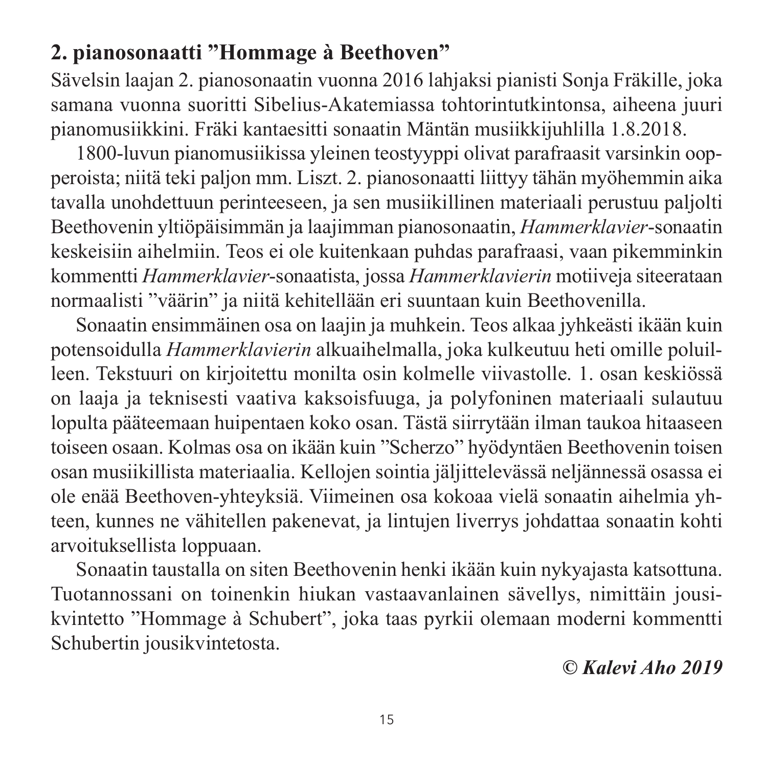## 2. pianosonaatti ”Hommage à Beethoven”

Sävelsin laajan 2. pianosonaatin vuonna 2016 lahjaksi pianisti Sonja Fräkille, joka samana vuonna suoritti Sibelius-Akatemiassa tohtorintutkintonsa, aiheena juuri pianomusiikkini. Fräki kantaesitti sonaatin Mäntän musiikkijuhlilla 1.8.2018.

1800-luvun pianomusiikissa yleinen teostyyppi olivat parafraasit varsinkin oopperoista; niitä teki paljon mm. Liszt. 2. pianosonaatti liittyy tähän myöhemmin aika tavalla unohdettuun perinteeseen, ja sen musiikillinen materiaali perustuu paljolti Beethovenin yltiöpäisimmän ja laajimman pianosonaatin, *Hammerklavier*-sonaatin keskeisiin aihelmiin. Teos ei ole kuitenkaan puhdas parafraasi, vaan pikemminkin kommentti *Hammerklavier*-sonaatista, jossa *Hammerklavierin* motiiveja siteerataan normaalisti ”väärin” ja niitä kehitellään eri suuntaan kuin Beethovenilla.

Sonaatin ensimmäinen osa on laajin ja muhkein. Teos alkaa jyhkeästi ikään kuin potensoidulla *Hammerklavierin* alkuaihelmalla, joka kulkeutuu heti omille poluilleen. Tekstuuri on kirjoitettu monilta osin kolmelle viivastolle. 1. osan keskiössä on laaja ja teknisesti vaativa kaksoisfuuga, ja polyfoninen materiaali sulautuu lopulta pääteemaan huipentaen koko osan. Tästä siirrytään ilman taukoa hitaaseen toiseen osaan. Kolmas osa on ikään kuin ”Scherzo” hyödyntäen Beethovenin toisen osan musiikillista materiaalia. Kellojen sointia jäljittelevässä neljännessä osassa ei ole enää Beethoven-yhteyksiä. Viimeinen osa kokoaa vielä sonaatin aihelmia yhteen, kunnes ne vähitellen pakenevat, ja lintujen liverrys johdattaa sonaatin kohti arvoituksellista loppuaan.

Sonaatin taustalla on siten Beethovenin henki ikään kuin nykyajasta katsottuna. Tuotannossani on toinenkin hiukan vastaavanlainen sävellys, nimittäin jousikvintetto ”Hommage à Schubert”, joka taas pyrkii olemaan moderni kommentti Schubertin jousikvintetosta.

***© Kalevi Aho 2019***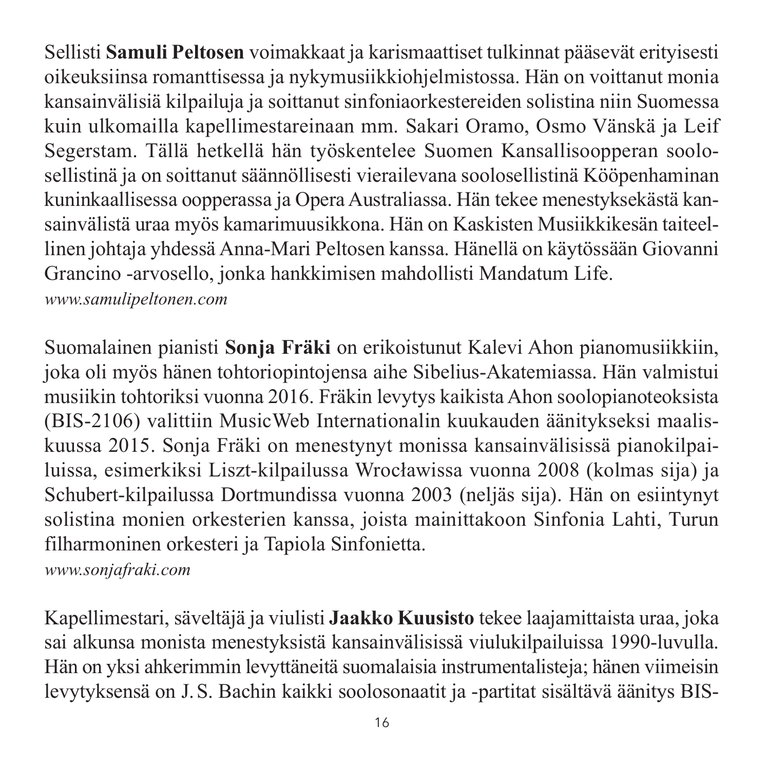Sellisti **Samuli Peltosen** voimakkaat ja karismaattiset tulkinnat pääsevät erityisesti oikeuksiinsa romanttisessa ja nykymusiikkiohjelmistossa. Hän on voittanut monia kansainvälisiä kilpailuja ja soittanut sinfoniaorkestereiden solistina niin Suomessa kuin ulkomailla kapellimestareinaan mm. Sakari Oramo, Osmo Vänskä ja Leif Segerstam. Tällä hetkellä hän työskentelee Suomen Kansallisoopperan soolosellistinä ja on soittanut säännöllisesti vierailevana soolosellistinä Kööpenhaminan kuninkaallisessa oopperassa ja Opera Australiassa. Hän tekee menestyksekästä kansainvälistä uraa myös kamarimuusikkona. Hän on Kaskisten Musiikkikesän taiteellinen johtaja yhdessä Anna-Mari Peltosen kanssa. Hänellä on käytössään Giovanni Grancino -arvosello, jonka hankkimisen mahdollisti Mandatum Life.
*www.samulipeltonen.com*

Suomalainen pianisti **Sonja Fräki** on erikoistunut Kalevi Ahon pianomusiikkiin, joka oli myös hänen tohtoriopintojensa aihe Sibelius-Akatemiassa. Hän valmistui musiikin tohtoriksi vuonna 2016. Fräkin levytys kaikista Ahon soolopianoteoksista (BIS-2106) valittiin MusicWeb Internationalin kuukauden äänitykseksi maaliskuussa 2015. Sonja Fräki on menestynyt monissa kansainvälisissä pianokilpailuissa, esimerkiksi Liszt-kilpailussa Wrocławissa vuonna 2008 (kolmas sija) ja Schubert-kilpailussa Dortmundissa vuonna 2003 (neljäs sija). Hän on esiintynyt solistina monien orkesterien kanssa, joista mainittakoon Sinfonia Lahti, Turun filharmoninen orkesteri ja Tapiola Sinfonietta.
*www.sonjafraki.com*

Kapellimestari, säveltäjä ja viulisti **Jaakko Kuusisto** tekee laajamittaista uraa, joka sai alkunsa monista menestyksistä kansainvälisissä viulukilpailuissa 1990-luvulla. Hän on yksi ahkerimmin levyttäneitä suomalaisia instrumentalisteja; hänen viimeisin levytyksensä on J. S. Bachin kaikki soolosonaatit ja -partitat sisältävä äänitys BIS-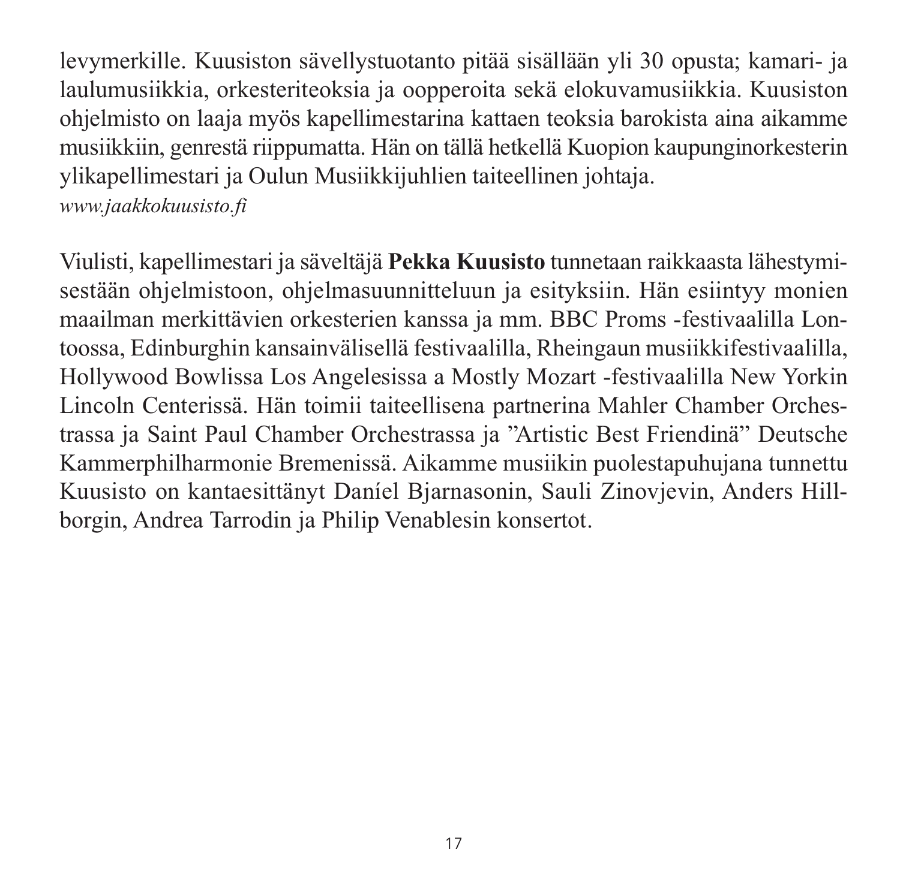levymerkille. Kuusiston sävellystuotanto pitää sisällään yli 30 opusta; kamari- ja laulumusiikkia, orkesteriteoksia ja oopperoita sekä elokuvamusiikkia. Kuusiston ohjelmisto on laaja myös kapellimestarina kattaen teoksia barokista aina aikamme musiikkiin, genrestä riippumatta. Hän on tällä hetkellä Kuopion kaupunginorkesterin ylikapellimestari ja Oulun Musiikkijuhlien taiteellinen johtaja.
*www.jaakkokuusisto.fi*

Viulisti, kapellimestari ja säveltäjä **Pekka Kuusisto** tunnetaan raikkaasta lähestymisestään ohjelmistoon, ohjelmasuunnitteluun ja esityksiin. Hän esiintyy monien maailman merkittävien orkesterien kanssa ja mm. BBC Proms -festivaalilla Lontoossa, Edinburghin kansainvälisellä festivaalilla, Rheingaun musiikkifestivaalilla, Hollywood Bowlissa Los Angelesissa a Mostly Mozart -festivaalilla New Yorkin Lincoln Centerissä. Hän toimii taiteellisena partnerina Mahler Chamber Orchestrassa ja Saint Paul Chamber Orchestrassa ja ”Artistic Best Friendinä” Deutsche Kammerphilharmonie Bremenissä. Aikamme musiikin puolestapuhujana tunnettu Kuusisto on kantaesittänyt Daníel Bjarnasonin, Sauli Zinovjevin, Anders Hillborgin, Andrea Tarrodin ja Philip Venablesin konsertot.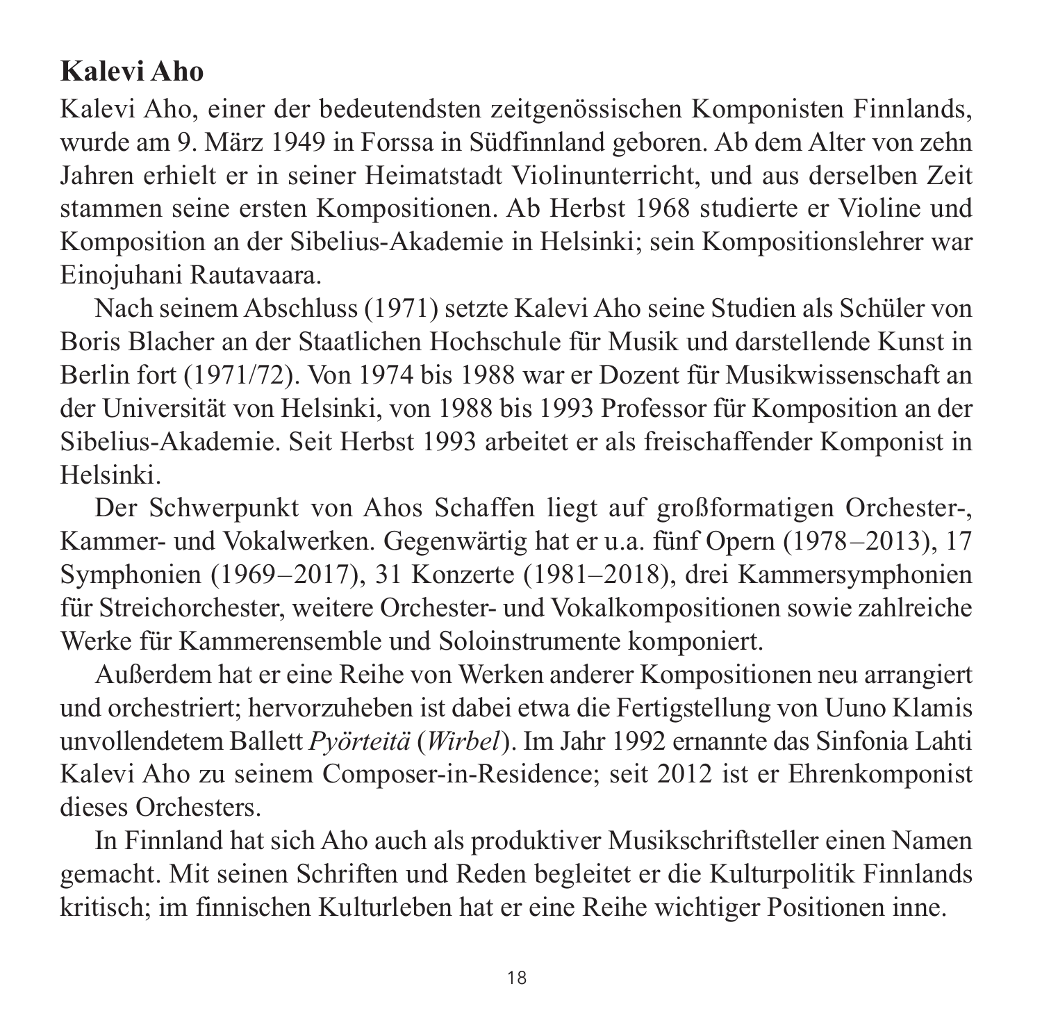## Kalevi Aho

Kalevi Aho, einer der bedeutendsten zeitgenössischen Komponisten Finnlands, wurde am 9. März 1949 in Forssa in Südfinnland geboren. Ab dem Alter von zehn Jahren erhielt er in seiner Heimatstadt Violinunterricht, und aus derselben Zeit stammen seine ersten Kompositionen. Ab Herbst 1968 studierte er Violine und Komposition an der Sibelius-Akademie in Helsinki; sein Kompositionslehrer war Einojuhani Rautavaara.

Nach seinem Abschluss (1971) setzte Kalevi Aho seine Studien als Schüler von Boris Blacher an der Staatlichen Hochschule für Musik und darstellende Kunst in Berlin fort (1971/72). Von 1974 bis 1988 war er Dozent für Musikwissenschaft an der Universität von Helsinki, von 1988 bis 1993 Professor für Komposition an der Sibelius-Akademie. Seit Herbst 1993 arbeitet er als freischaffender Komponist in Helsinki.

Der Schwerpunkt von Ahos Schaffen liegt auf großformatigen Orchester-, Kammer- und Vokalwerken. Gegenwärtig hat er u.a. fünf Opern (1978–2013), 17 Symphonien (1969–2017), 31 Konzerte (1981–2018), drei Kammersymphonien für Streichorchester, weitere Orchester- und Vokalkompositionen sowie zahlreiche Werke für Kammerensemble und Soloinstrumente komponiert.

Außerdem hat er eine Reihe von Werken anderer Kompositionen neu arrangiert und orchestriert; hervorzuheben ist dabei etwa die Fertigstellung von Uuno Klamis unvollendetem Ballett *Pyörteitä* (*Wirbel*). Im Jahr 1992 ernannte das Sinfonia Lahti Kalevi Aho zu seinem Composer-in-Residence; seit 2012 ist er Ehrenkomponist dieses Orchesters.

In Finnland hat sich Aho auch als produktiver Musikschriftsteller einen Namen gemacht. Mit seinen Schriften und Reden begleitet er die Kulturpolitik Finnlands kritisch; im finnischen Kulturleben hat er eine Reihe wichtiger Positionen inne.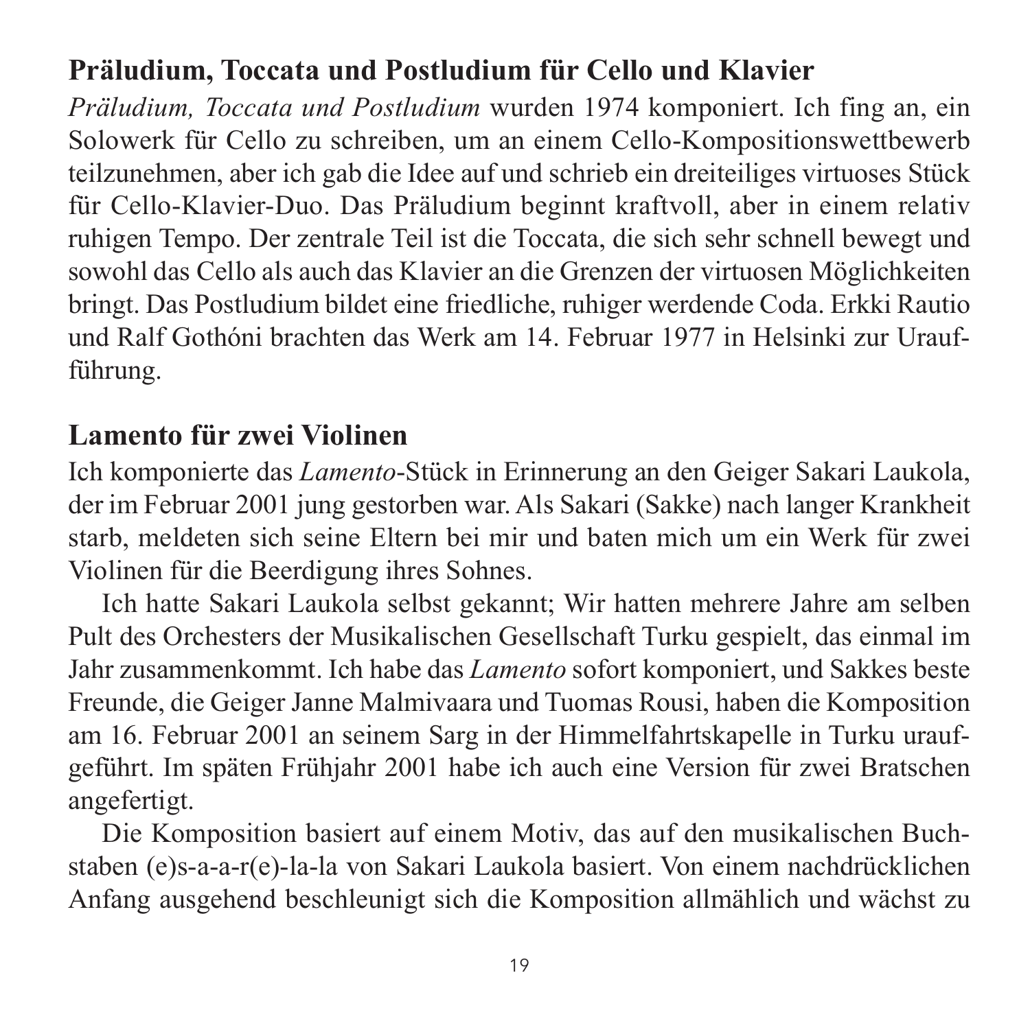## Präludium, Toccata und Postludium für Cello und Klavier

*Präludium, Toccata und Postludium* wurden 1974 komponiert. Ich fing an, ein Solowerk für Cello zu schreiben, um an einem Cello-Kompositionswettbewerb teilzunehmen, aber ich gab die Idee auf und schrieb ein dreiteiliges virtuoses Stück für Cello-Klavier-Duo. Das Präludium beginnt kraftvoll, aber in einem relativ ruhigen Tempo. Der zentrale Teil ist die Toccata, die sich sehr schnell bewegt und sowohl das Cello als auch das Klavier an die Grenzen der virtuosen Möglichkeiten bringt. Das Postludium bildet eine friedliche, ruhiger werdende Coda. Erkki Rautio und Ralf Gothóni brachten das Werk am 14. Februar 1977 in Helsinki zur Uraufführung.

## Lamento für zwei Violinen

Ich komponierte das *Lamento*-Stück in Erinnerung an den Geiger Sakari Laukola, der im Februar 2001 jung gestorben war. Als Sakari (Sakke) nach langer Krankheit starb, meldeten sich seine Eltern bei mir und baten mich um ein Werk für zwei Violinen für die Beerdigung ihres Sohnes.

Ich hatte Sakari Laukola selbst gekannt; Wir hatten mehrere Jahre am selben Pult des Orchesters der Musikalischen Gesellschaft Turku gespielt, das einmal im Jahr zusammenkommt. Ich habe das *Lamento* sofort komponiert, und Sakkes beste Freunde, die Geiger Janne Malmivaara und Tuomas Rousi, haben die Komposition am 16. Februar 2001 an seinem Sarg in der Himmelfahrtskapelle in Turku uraufgeführt. Im späten Frühjahr 2001 habe ich auch eine Version für zwei Bratschen angefertigt.

Die Komposition basiert auf einem Motiv, das auf den musikalischen Buchstaben (e)s-a-a-r(e)-la-la von Sakari Laukola basiert. Von einem nachdrücklichen Anfang ausgehend beschleunigt sich die Komposition allmählich und wächst zu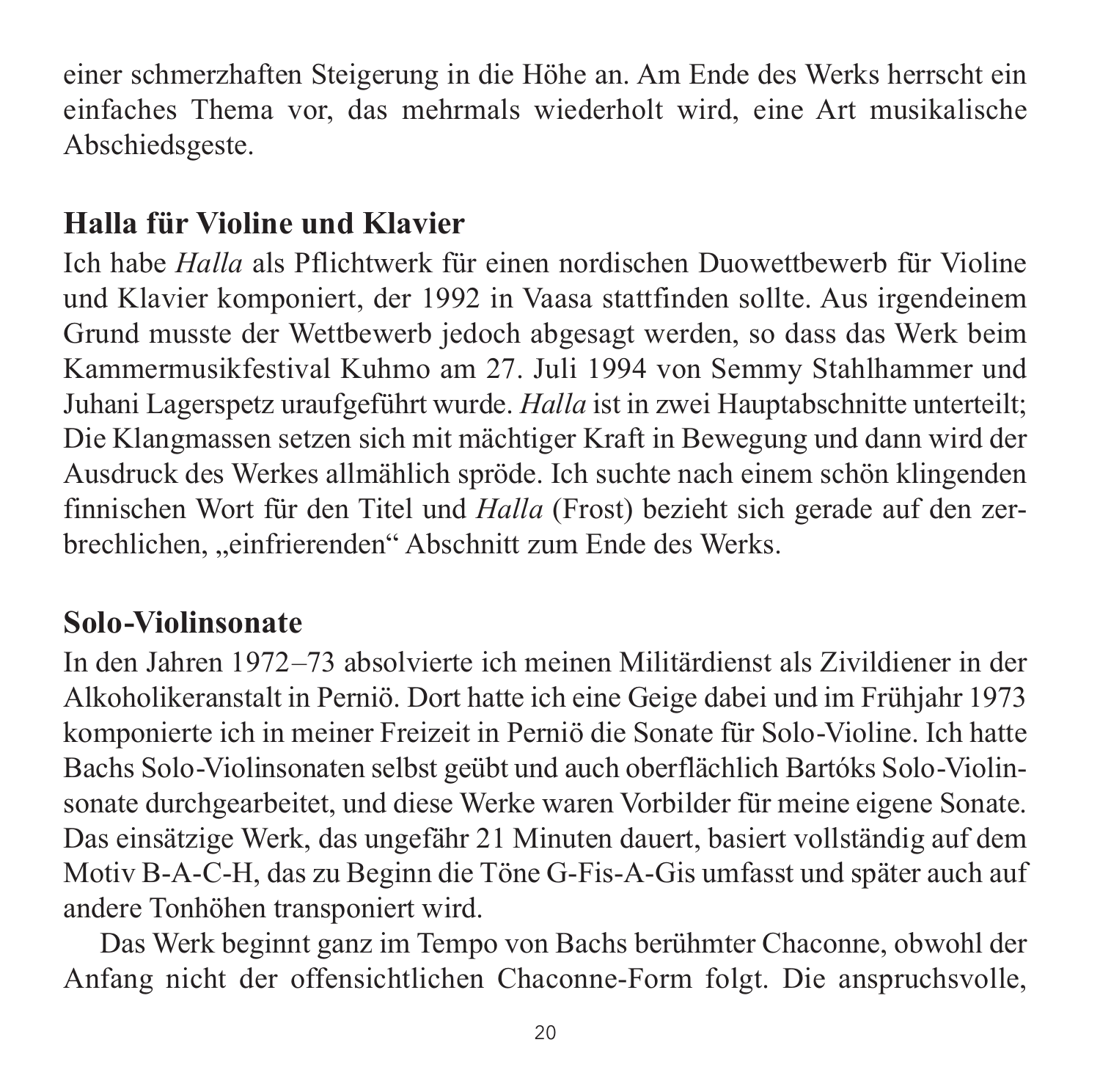einer schmerzhaften Steigerung in die Höhe an. Am Ende des Werks herrscht ein einfaches Thema vor, das mehrmals wiederholt wird, eine Art musikalische Abschiedsgeste.

## Halla für Violine und Klavier

Ich habe *Halla* als Pflichtwerk für einen nordischen Duowettbewerb für Violine und Klavier komponiert, der 1992 in Vaasa stattfinden sollte. Aus irgendeinem Grund musste der Wettbewerb jedoch abgesagt werden, so dass das Werk beim Kammermusikfestival Kuhmo am 27. Juli 1994 von Semmy Stahlhammer und Juhani Lagerspetz uraufgeführt wurde. *Halla* ist in zwei Hauptabschnitte unterteilt; Die Klangmassen setzen sich mit mächtiger Kraft in Bewegung und dann wird der Ausdruck des Werkes allmählich spröde. Ich suchte nach einem schön klingenden finnischen Wort für den Titel und *Halla* (Frost) bezieht sich gerade auf den zerbrechlichen, „einfrierenden" Abschnitt zum Ende des Werks.

## Solo-Violinsonate

In den Jahren 1972–73 absolvierte ich meinen Militärdienst als Zivildiener in der Alkoholikeranstalt in Perniö. Dort hatte ich eine Geige dabei und im Frühjahr 1973 komponierte ich in meiner Freizeit in Perniö die Sonate für Solo-Violine. Ich hatte Bachs Solo-Violinsonaten selbst geübt und auch oberflächlich Bartóks Solo-Violinsonate durchgearbeitet, und diese Werke waren Vorbilder für meine eigene Sonate. Das einsätzige Werk, das ungefähr 21 Minuten dauert, basiert vollständig auf dem Motiv B-A-C-H, das zu Beginn die Töne G-Fis-A-Gis umfasst und später auch auf andere Tonhöhen transponiert wird.

Das Werk beginnt ganz im Tempo von Bachs berühmter Chaconne, obwohl der Anfang nicht der offensichtlichen Chaconne-Form folgt. Die anspruchsvolle,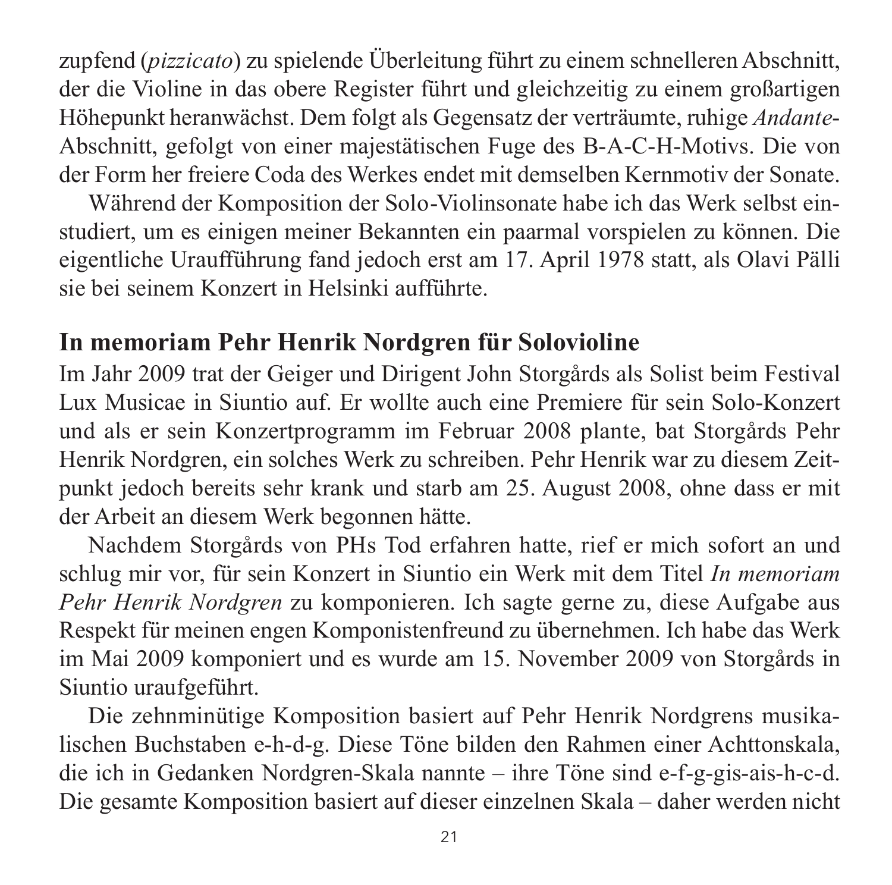zupfend (*pizzicato*) zu spielende Überleitung führt zu einem schnelleren Abschnitt, der die Violine in das obere Register führt und gleichzeitig zu einem großartigen Höhepunkt heranwächst. Dem folgt als Gegensatz der verträumte, ruhige *Andante*-Abschnitt, gefolgt von einer majestätischen Fuge des B-A-C-H-Motivs. Die von der Form her freiere Coda des Werkes endet mit demselben Kernmotiv der Sonate.

Während der Komposition der Solo-Violinsonate habe ich das Werk selbst einstudiert, um es einigen meiner Bekannten ein paarmal vorspielen zu können. Die eigentliche Uraufführung fand jedoch erst am 17. April 1978 statt, als Olavi Pälli sie bei seinem Konzert in Helsinki aufführte.

## In memoriam Pehr Henrik Nordgren für Solovioline

Im Jahr 2009 trat der Geiger und Dirigent John Storgårds als Solist beim Festival Lux Musicae in Siuntio auf. Er wollte auch eine Premiere für sein Solo-Konzert und als er sein Konzertprogramm im Februar 2008 plante, bat Storgårds Pehr Henrik Nordgren, ein solches Werk zu schreiben. Pehr Henrik war zu diesem Zeitpunkt jedoch bereits sehr krank und starb am 25. August 2008, ohne dass er mit der Arbeit an diesem Werk begonnen hätte.

Nachdem Storgårds von PHs Tod erfahren hatte, rief er mich sofort an und schlug mir vor, für sein Konzert in Siuntio ein Werk mit dem Titel *In memoriam Pehr Henrik Nordgren* zu komponieren. Ich sagte gerne zu, diese Aufgabe aus Respekt für meinen engen Komponistenfreund zu übernehmen. Ich habe das Werk im Mai 2009 komponiert und es wurde am 15. November 2009 von Storgårds in Siuntio uraufgeführt.

Die zehnminütige Komposition basiert auf Pehr Henrik Nordgrens musikalischen Buchstaben e-h-d-g. Diese Töne bilden den Rahmen einer Achttonskala, die ich in Gedanken Nordgren-Skala nannte – ihre Töne sind e-f-g-gis-ais-h-c-d. Die gesamte Komposition basiert auf dieser einzelnen Skala – daher werden nicht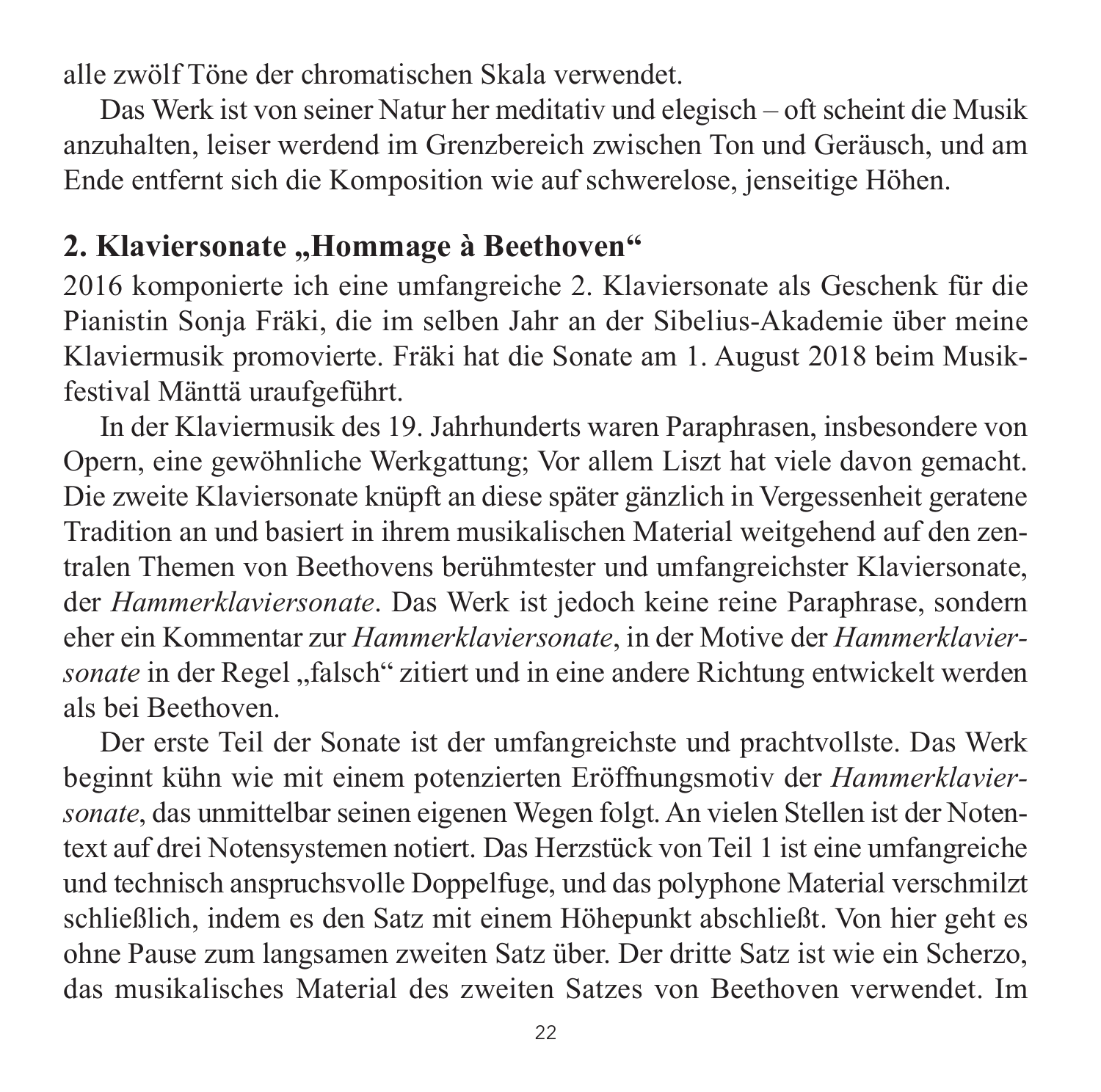alle zwölf Töne der chromatischen Skala verwendet.

Das Werk ist von seiner Natur her meditativ und elegisch – oft scheint die Musik anzuhalten, leiser werdend im Grenzbereich zwischen Ton und Geräusch, und am Ende entfernt sich die Komposition wie auf schwerelose, jenseitige Höhen.

## 2. Klaviersonate „Hommage à Beethoven"

2016 komponierte ich eine umfangreiche 2. Klaviersonate als Geschenk für die Pianistin Sonja Fräki, die im selben Jahr an der Sibelius-Akademie über meine Klaviermusik promovierte. Fräki hat die Sonate am 1. August 2018 beim Musikfestival Mänttä uraufgeführt.

In der Klaviermusik des 19. Jahrhunderts waren Paraphrasen, insbesondere von Opern, eine gewöhnliche Werkgattung; Vor allem Liszt hat viele davon gemacht. Die zweite Klaviersonate knüpft an diese später gänzlich in Vergessenheit geratene Tradition an und basiert in ihrem musikalischen Material weitgehend auf den zentralen Themen von Beethovens berühmtester und umfangreichster Klaviersonate, der *Hammerklaviersonate*. Das Werk ist jedoch keine reine Paraphrase, sondern eher ein Kommentar zur *Hammerklaviersonate*, in der Motive der *Hammerklaviersonate* in der Regel „falsch" zitiert und in eine andere Richtung entwickelt werden als bei Beethoven.

Der erste Teil der Sonate ist der umfangreichste und prachtvollste. Das Werk beginnt kühn wie mit einem potenzierten Eröffnungsmotiv der *Hammerklaviersonate*, das unmittelbar seinen eigenen Wegen folgt. An vielen Stellen ist der Notentext auf drei Notensystemen notiert. Das Herzstück von Teil 1 ist eine umfangreiche und technisch anspruchsvolle Doppelfuge, und das polyphone Material verschmilzt schließlich, indem es den Satz mit einem Höhepunkt abschließt. Von hier geht es ohne Pause zum langsamen zweiten Satz über. Der dritte Satz ist wie ein Scherzo, das musikalisches Material des zweiten Satzes von Beethoven verwendet. Im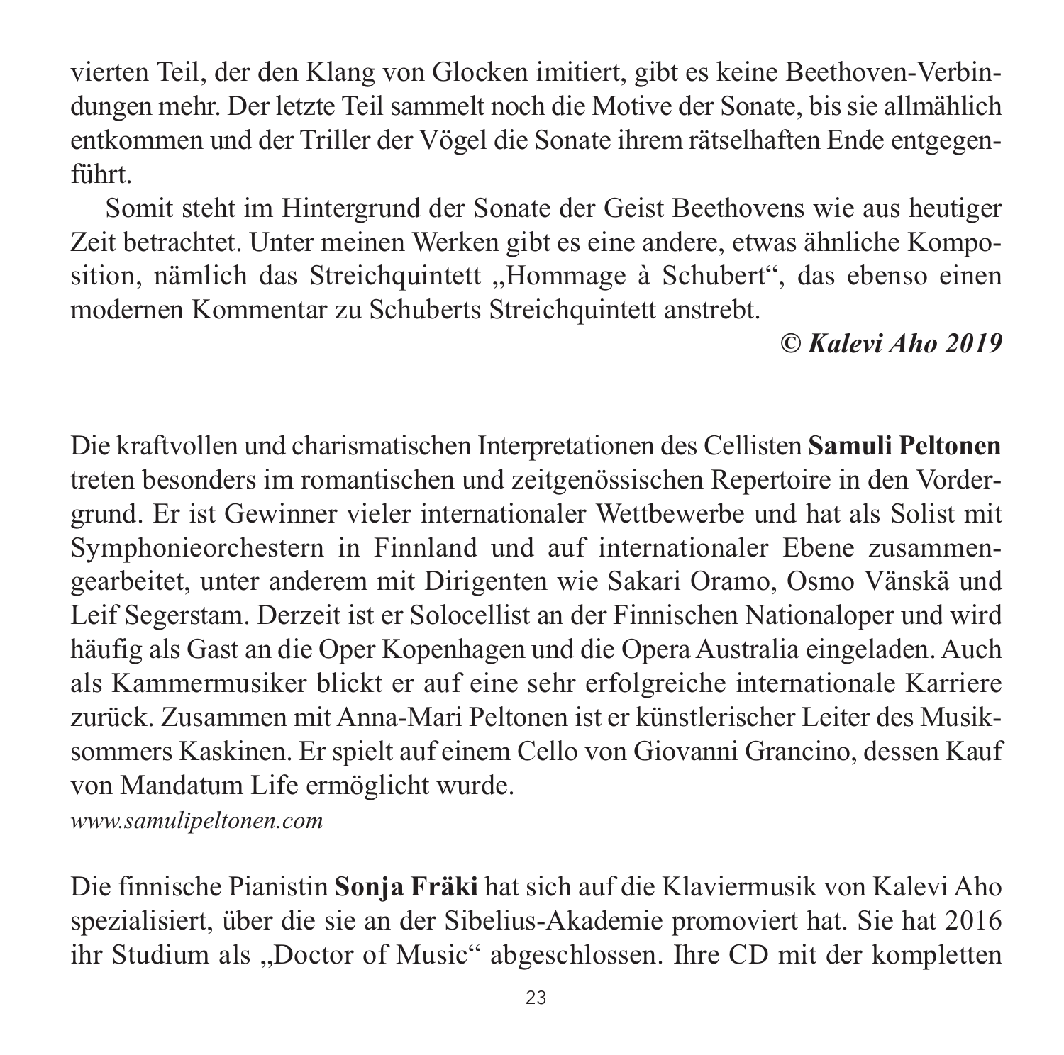vierten Teil, der den Klang von Glocken imitiert, gibt es keine Beethoven-Verbindungen mehr. Der letzte Teil sammelt noch die Motive der Sonate, bis sie allmählich entkommen und der Triller der Vögel die Sonate ihrem rätselhaften Ende entgegenführt.

Somit steht im Hintergrund der Sonate der Geist Beethovens wie aus heutiger Zeit betrachtet. Unter meinen Werken gibt es eine andere, etwas ähnliche Komposition, nämlich das Streichquintett „Hommage à Schubert“, das ebenso einen modernen Kommentar zu Schuberts Streichquintett anstrebt.

***© Kalevi Aho 2019***

Die kraftvollen und charismatischen Interpretationen des Cellisten **Samuli Peltonen** treten besonders im romantischen und zeitgenössischen Repertoire in den Vordergrund. Er ist Gewinner vieler internationaler Wettbewerbe und hat als Solist mit Symphonieorchestern in Finnland und auf internationaler Ebene zusammengearbeitet, unter anderem mit Dirigenten wie Sakari Oramo, Osmo Vänskä und Leif Segerstam. Derzeit ist er Solocellist an der Finnischen Nationaloper und wird häufig als Gast an die Oper Kopenhagen und die Opera Australia eingeladen. Auch als Kammermusiker blickt er auf eine sehr erfolgreiche internationale Karriere zurück. Zusammen mit Anna-Mari Peltonen ist er künstlerischer Leiter des Musiksommers Kaskinen. Er spielt auf einem Cello von Giovanni Grancino, dessen Kauf von Mandatum Life ermöglicht wurde.
*www.samulipeltonen.com*

Die finnische Pianistin **Sonja Fräki** hat sich auf die Klaviermusik von Kalevi Aho spezialisiert, über die sie an der Sibelius-Akademie promoviert hat. Sie hat 2016 ihr Studium als „Doctor of Music“ abgeschlossen. Ihre CD mit der kompletten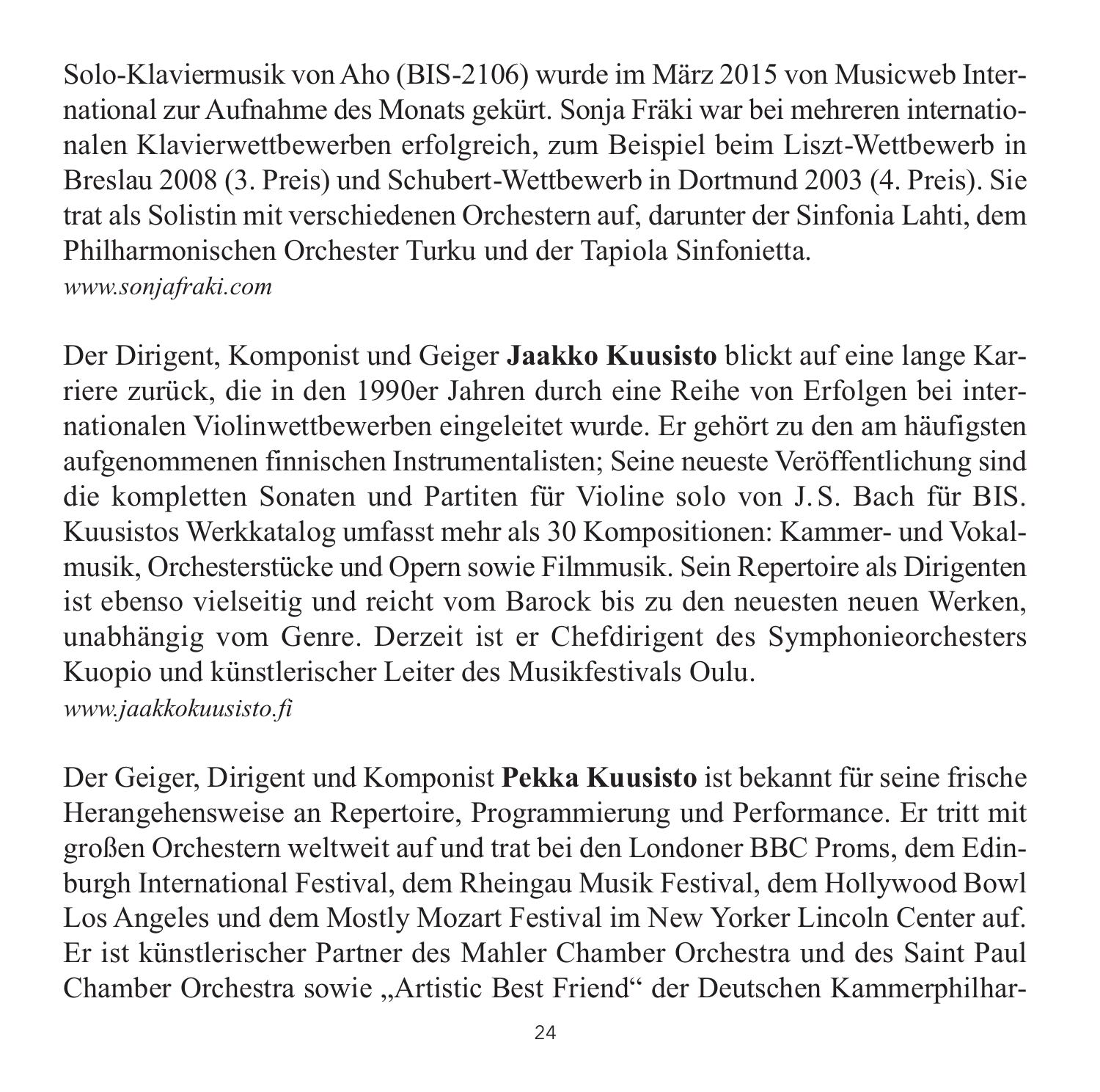Solo-Klaviermusik von Aho (BIS-2106) wurde im März 2015 von Musicweb International zur Aufnahme des Monats gekürt. Sonja Fräki war bei mehreren internationalen Klavierwettbewerben erfolgreich, zum Beispiel beim Liszt-Wettbewerb in Breslau 2008 (3. Preis) und Schubert-Wettbewerb in Dortmund 2003 (4. Preis). Sie trat als Solistin mit verschiedenen Orchestern auf, darunter der Sinfonia Lahti, dem Philharmonischen Orchester Turku und der Tapiola Sinfonietta.
*www.sonjafraki.com*

Der Dirigent, Komponist und Geiger **Jaakko Kuusisto** blickt auf eine lange Karriere zurück, die in den 1990er Jahren durch eine Reihe von Erfolgen bei internationalen Violinwettbewerben eingeleitet wurde. Er gehört zu den am häufigsten aufgenommenen finnischen Instrumentalisten; Seine neueste Veröffentlichung sind die kompletten Sonaten und Partiten für Violine solo von J.S. Bach für BIS. Kuusistos Werkkatalog umfasst mehr als 30 Kompositionen: Kammer- und Vokalmusik, Orchesterstücke und Opern sowie Filmmusik. Sein Repertoire als Dirigenten ist ebenso vielseitig und reicht vom Barock bis zu den neuesten neuen Werken, unabhängig vom Genre. Derzeit ist er Chefdirigent des Symphonieorchesters Kuopio und künstlerischer Leiter des Musikfestivals Oulu.
*www.jaakkokuusisto.fi*

Der Geiger, Dirigent und Komponist **Pekka Kuusisto** ist bekannt für seine frische Herangehensweise an Repertoire, Programmierung und Performance. Er tritt mit großen Orchestern weltweit auf und trat bei den Londoner BBC Proms, dem Edinburgh International Festival, dem Rheingau Musik Festival, dem Hollywood Bowl Los Angeles und dem Mostly Mozart Festival im New Yorker Lincoln Center auf. Er ist künstlerischer Partner des Mahler Chamber Orchestra und des Saint Paul Chamber Orchestra sowie „Artistic Best Friend" der Deutschen Kammerphilhar-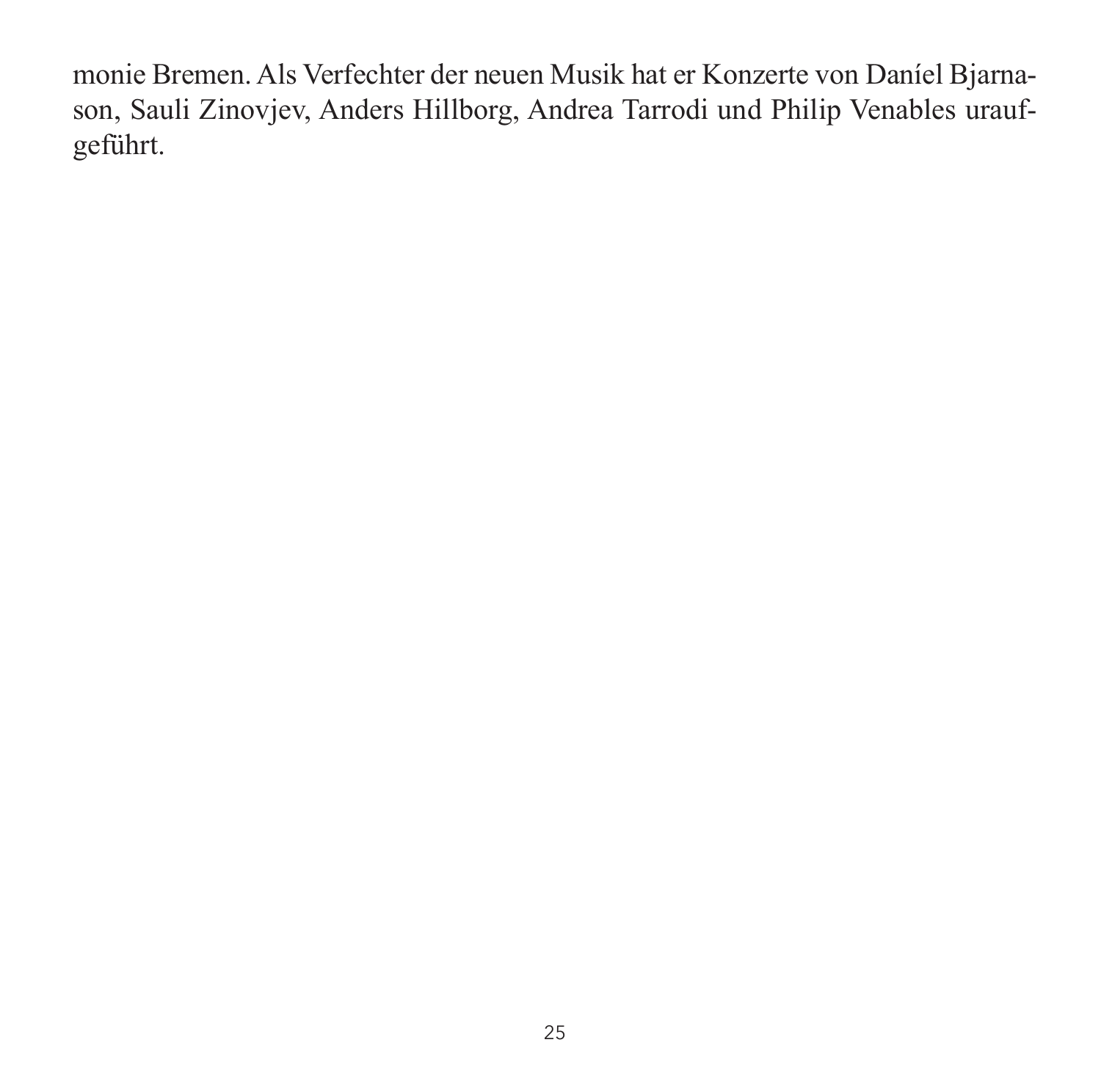monie Bremen. Als Verfechter der neuen Musik hat er Konzerte von Daníel Bjarnason, Sauli Zinovjev, Anders Hillborg, Andrea Tarrodi und Philip Venables uraufgeführt.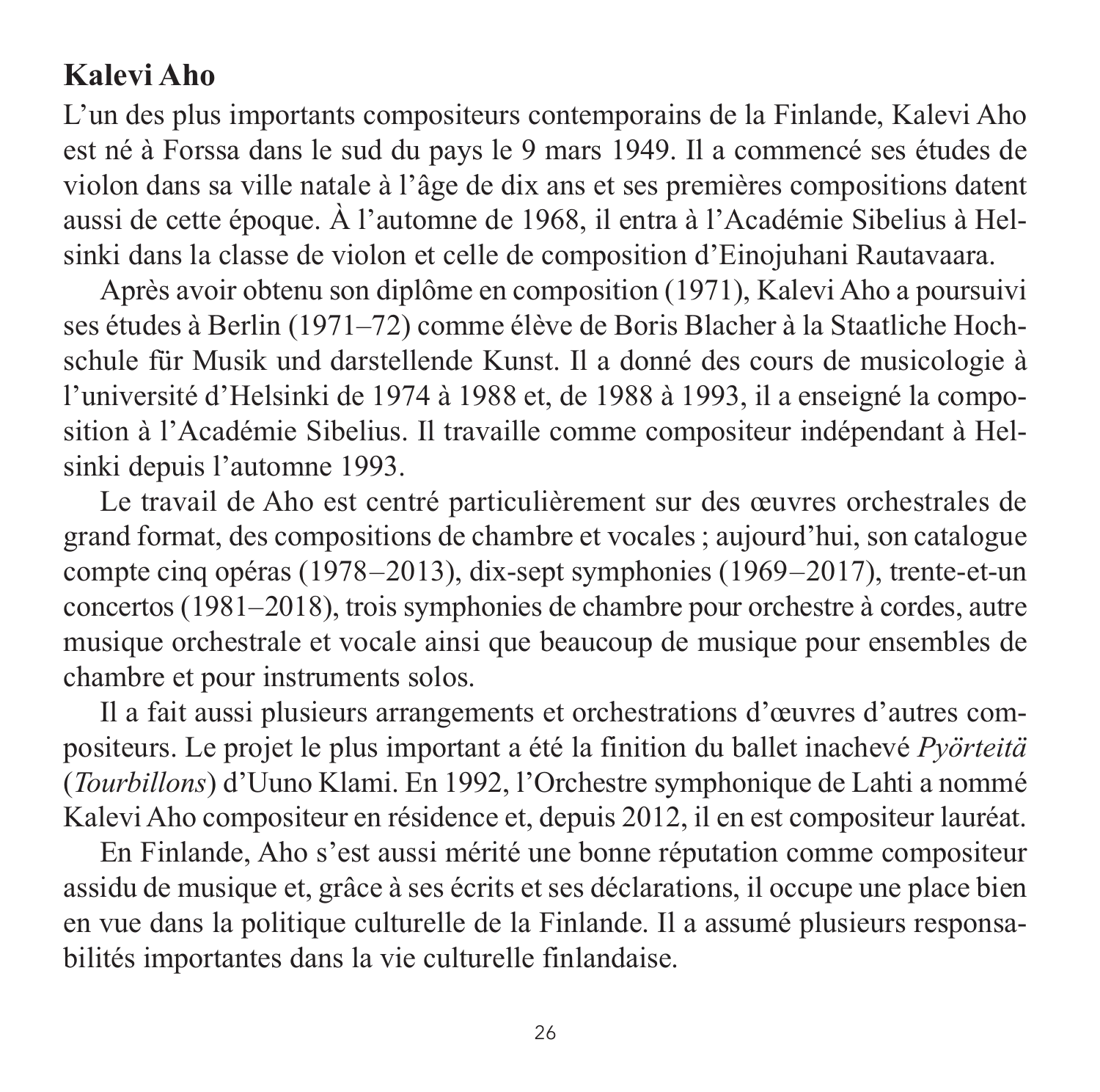## Kalevi Aho

L'un des plus importants compositeurs contemporains de la Finlande, Kalevi Aho est né à Forssa dans le sud du pays le 9 mars 1949. Il a commencé ses études de violon dans sa ville natale à l'âge de dix ans et ses premières compositions datent aussi de cette époque. À l'automne de 1968, il entra à l'Académie Sibelius à Helsinki dans la classe de violon et celle de composition d'Einojuhani Rautavaara.

Après avoir obtenu son diplôme en composition (1971), Kalevi Aho a poursuivi ses études à Berlin (1971–72) comme élève de Boris Blacher à la Staatliche Hochschule für Musik und darstellende Kunst. Il a donné des cours de musicologie à l'université d'Helsinki de 1974 à 1988 et, de 1988 à 1993, il a enseigné la composition à l'Académie Sibelius. Il travaille comme compositeur indépendant à Helsinki depuis l'automne 1993.

Le travail de Aho est centré particulièrement sur des œuvres orchestrales de grand format, des compositions de chambre et vocales ; aujourd'hui, son catalogue compte cinq opéras (1978–2013), dix-sept symphonies (1969–2017), trente-et-un concertos (1981–2018), trois symphonies de chambre pour orchestre à cordes, autre musique orchestrale et vocale ainsi que beaucoup de musique pour ensembles de chambre et pour instruments solos.

Il a fait aussi plusieurs arrangements et orchestrations d'œuvres d'autres compositeurs. Le projet le plus important a été la finition du ballet inachevé *Pyörteitä* (*Tourbillons*) d'Uuno Klami. En 1992, l'Orchestre symphonique de Lahti a nommé Kalevi Aho compositeur en résidence et, depuis 2012, il en est compositeur lauréat.

En Finlande, Aho s'est aussi mérité une bonne réputation comme compositeur assidu de musique et, grâce à ses écrits et ses déclarations, il occupe une place bien en vue dans la politique culturelle de la Finlande. Il a assumé plusieurs responsabilités importantes dans la vie culturelle finlandaise.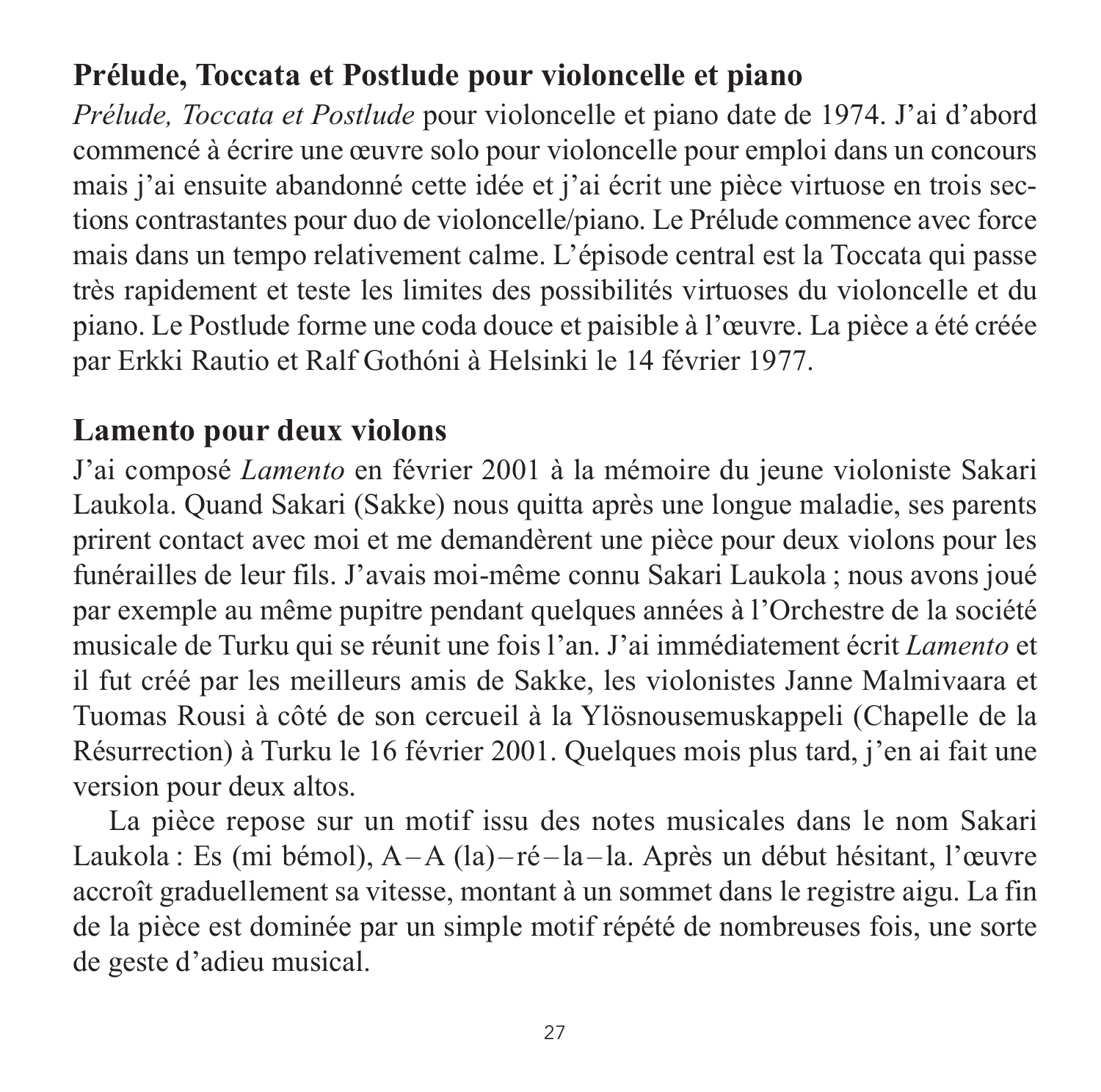## Prélude, Toccata et Postlude pour violoncelle et piano

*Prélude, Toccata et Postlude* pour violoncelle et piano date de 1974. J'ai d'abord commencé à écrire une œuvre solo pour violoncelle pour emploi dans un concours mais j'ai ensuite abandonné cette idée et j'ai écrit une pièce virtuose en trois sections contrastantes pour duo de violoncelle/piano. Le Prélude commence avec force mais dans un tempo relativement calme. L'épisode central est la Toccata qui passe très rapidement et teste les limites des possibilités virtuoses du violoncelle et du piano. Le Postlude forme une coda douce et paisible à l'œuvre. La pièce a été créée par Erkki Rautio et Ralf Gothóni à Helsinki le 14 février 1977.

## Lamento pour deux violons

J'ai composé *Lamento* en février 2001 à la mémoire du jeune violoniste Sakari Laukola. Quand Sakari (Sakke) nous quitta après une longue maladie, ses parents prirent contact avec moi et me demandèrent une pièce pour deux violons pour les funérailles de leur fils. J'avais moi-même connu Sakari Laukola ; nous avons joué par exemple au même pupitre pendant quelques années à l'Orchestre de la société musicale de Turku qui se réunit une fois l'an. J'ai immédiatement écrit *Lamento* et il fut créé par les meilleurs amis de Sakke, les violonistes Janne Malmivaara et Tuomas Rousi à côté de son cercueil à la Ylösnousemuskappeli (Chapelle de la Résurrection) à Turku le 16 février 2001. Quelques mois plus tard, j'en ai fait une version pour deux altos.

La pièce repose sur un motif issu des notes musicales dans le nom Sakari Laukola : Es (mi bémol), A – A (la) – ré – la – la. Après un début hésitant, l'œuvre accroît graduellement sa vitesse, montant à un sommet dans le registre aigu. La fin de la pièce est dominée par un simple motif répété de nombreuses fois, une sorte de geste d'adieu musical.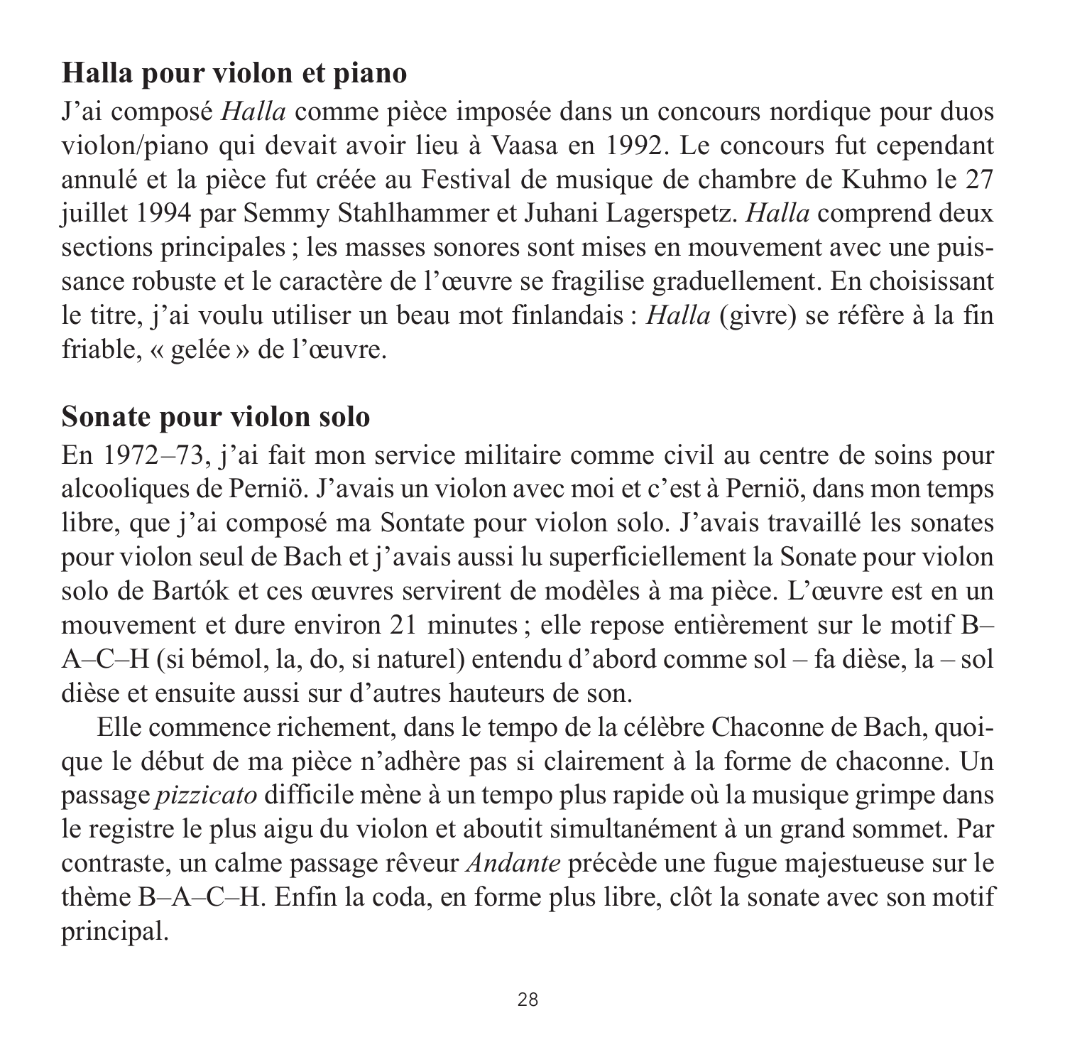## Halla pour violon et piano

J'ai composé *Halla* comme pièce imposée dans un concours nordique pour duos violon/piano qui devait avoir lieu à Vaasa en 1992. Le concours fut cependant annulé et la pièce fut créée au Festival de musique de chambre de Kuhmo le 27 juillet 1994 par Semmy Stahlhammer et Juhani Lagerspetz. *Halla* comprend deux sections principales ; les masses sonores sont mises en mouvement avec une puissance robuste et le caractère de l'œuvre se fragilise graduellement. En choisissant le titre, j'ai voulu utiliser un beau mot finlandais : *Halla* (givre) se réfère à la fin friable, « gelée » de l'œuvre.

## Sonate pour violon solo

En 1972–73, j'ai fait mon service militaire comme civil au centre de soins pour alcooliques de Perniö. J'avais un violon avec moi et c'est à Perniö, dans mon temps libre, que j'ai composé ma Sontate pour violon solo. J'avais travaillé les sonates pour violon seul de Bach et j'avais aussi lu superficiellement la Sonate pour violon solo de Bartók et ces œuvres servirent de modèles à ma pièce. L'œuvre est en un mouvement et dure environ 21 minutes ; elle repose entièrement sur le motif B–A–C–H (si bémol, la, do, si naturel) entendu d'abord comme sol – fa dièse, la – sol dièse et ensuite aussi sur d'autres hauteurs de son.

Elle commence richement, dans le tempo de la célèbre Chaconne de Bach, quoique le début de ma pièce n'adhère pas si clairement à la forme de chaconne. Un passage *pizzicato* difficile mène à un tempo plus rapide où la musique grimpe dans le registre le plus aigu du violon et aboutit simultanément à un grand sommet. Par contraste, un calme passage rêveur *Andante* précède une fugue majestueuse sur le thème B–A–C–H. Enfin la coda, en forme plus libre, clôt la sonate avec son motif principal.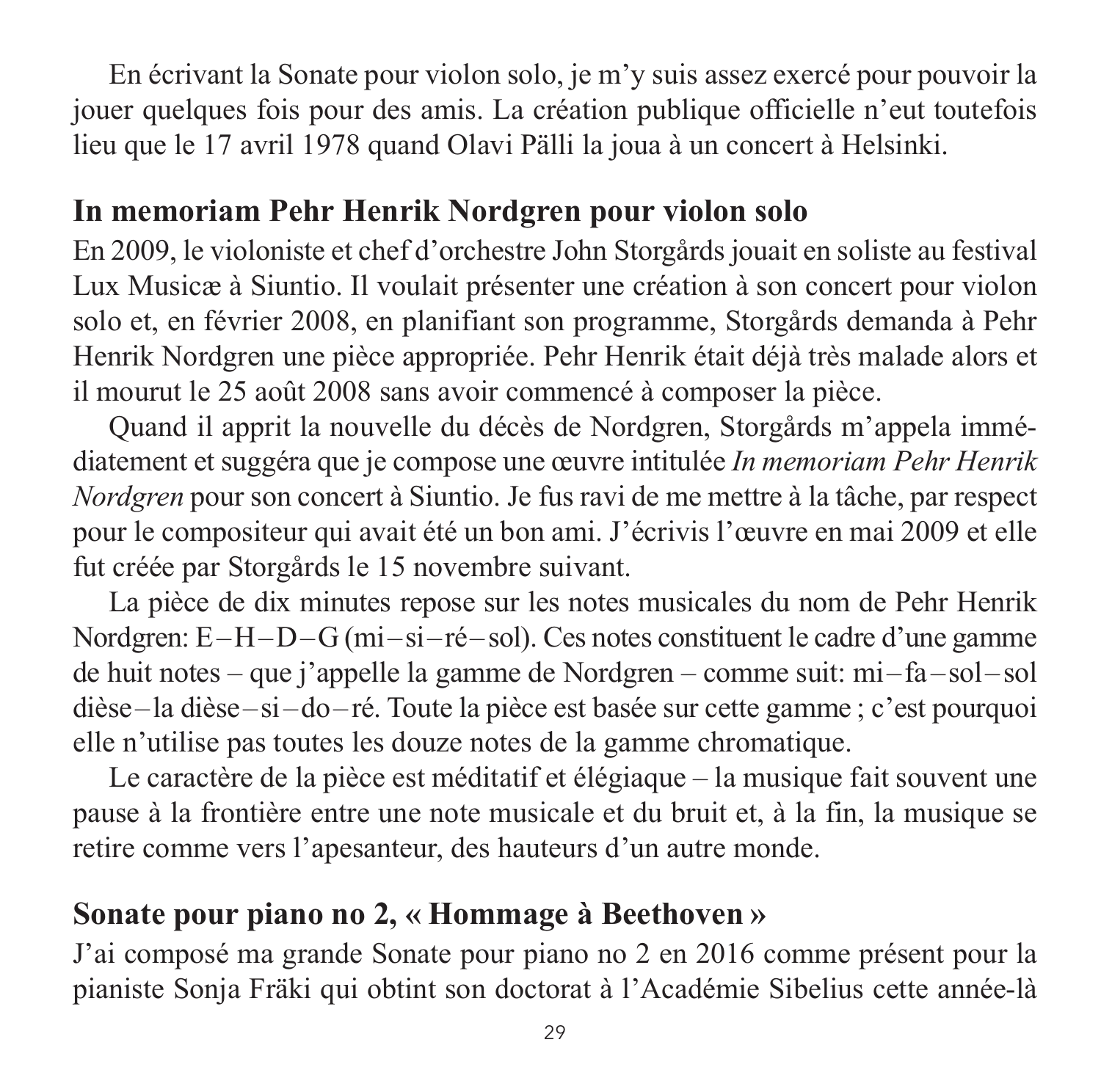En écrivant la Sonate pour violon solo, je m'y suis assez exercé pour pouvoir la jouer quelques fois pour des amis. La création publique officielle n'eut toutefois lieu que le 17 avril 1978 quand Olavi Pälli la joua à un concert à Helsinki.

## In memoriam Pehr Henrik Nordgren pour violon solo

En 2009, le violoniste et chef d'orchestre John Storgårds jouait en soliste au festival Lux Musicæ à Siuntio. Il voulait présenter une création à son concert pour violon solo et, en février 2008, en planifiant son programme, Storgårds demanda à Pehr Henrik Nordgren une pièce appropriée. Pehr Henrik était déjà très malade alors et il mourut le 25 août 2008 sans avoir commencé à composer la pièce.

Quand il apprit la nouvelle du décès de Nordgren, Storgårds m'appela immédiatement et suggéra que je compose une œuvre intitulée *In memoriam Pehr Henrik Nordgren* pour son concert à Siuntio. Je fus ravi de me mettre à la tâche, par respect pour le compositeur qui avait été un bon ami. J'écrivis l'œuvre en mai 2009 et elle fut créée par Storgårds le 15 novembre suivant.

La pièce de dix minutes repose sur les notes musicales du nom de Pehr Henrik Nordgren: E – H – D – G (mi – si – ré – sol). Ces notes constituent le cadre d'une gamme de huit notes – que j'appelle la gamme de Nordgren – comme suit: mi – fa – sol – sol dièse – la dièse – si – do – ré. Toute la pièce est basée sur cette gamme ; c'est pourquoi elle n'utilise pas toutes les douze notes de la gamme chromatique.

Le caractère de la pièce est méditatif et élégiaque – la musique fait souvent une pause à la frontière entre une note musicale et du bruit et, à la fin, la musique se retire comme vers l'apesanteur, des hauteurs d'un autre monde.

## Sonate pour piano no 2, « Hommage à Beethoven »

J'ai composé ma grande Sonate pour piano no 2 en 2016 comme présent pour la pianiste Sonja Fräki qui obtint son doctorat à l'Académie Sibelius cette année-là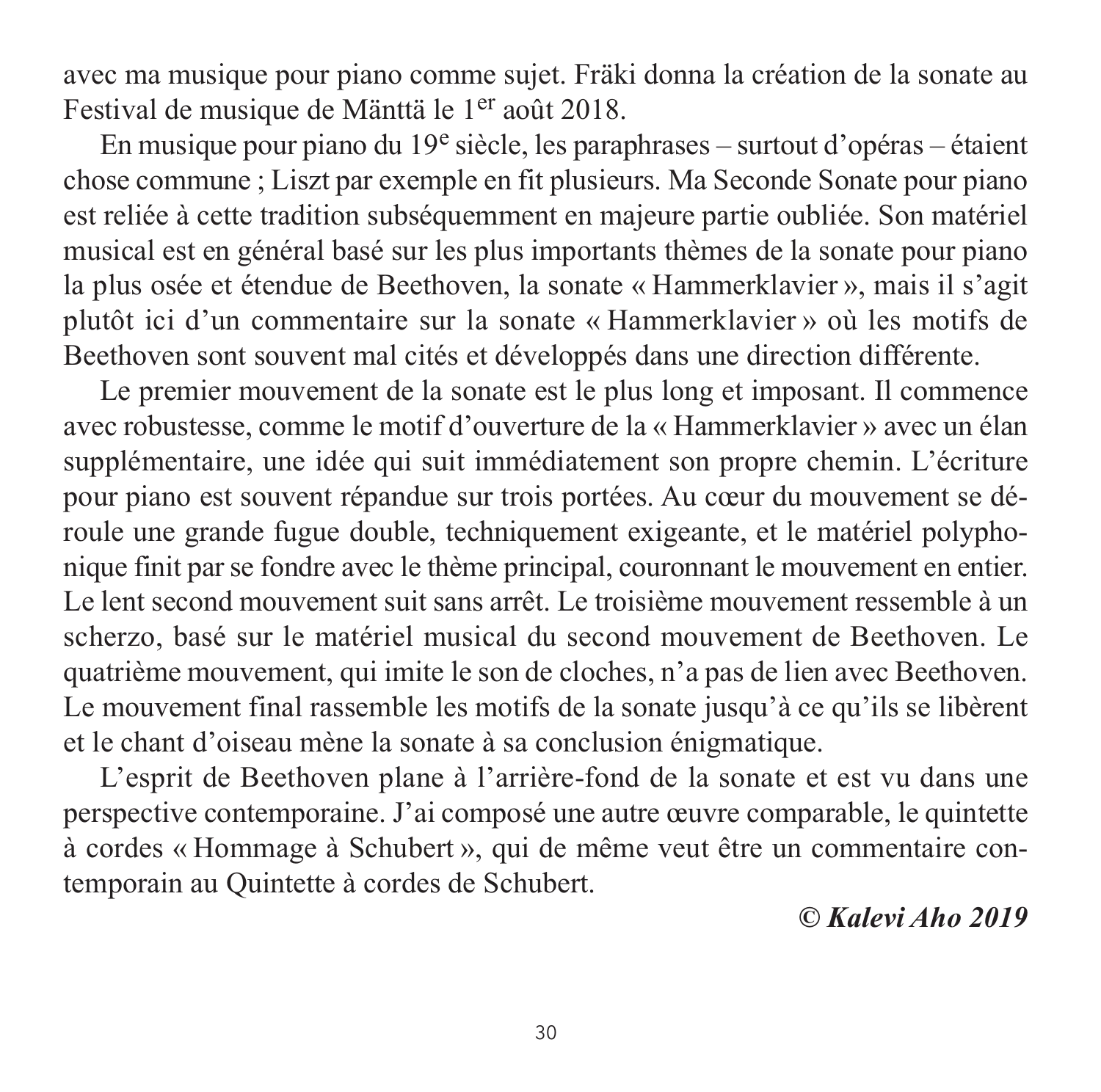avec ma musique pour piano comme sujet. Fräki donna la création de la sonate au Festival de musique de Mänttä le 1er août 2018.

En musique pour piano du 19e siècle, les paraphrases – surtout d'opéras – étaient chose commune ; Liszt par exemple en fit plusieurs. Ma Seconde Sonate pour piano est reliée à cette tradition subséquemment en majeure partie oubliée. Son matériel musical est en général basé sur les plus importants thèmes de la sonate pour piano la plus osée et étendue de Beethoven, la sonate « Hammerklavier », mais il s'agit plutôt ici d'un commentaire sur la sonate « Hammerklavier » où les motifs de Beethoven sont souvent mal cités et développés dans une direction différente.

Le premier mouvement de la sonate est le plus long et imposant. Il commence avec robustesse, comme le motif d'ouverture de la « Hammerklavier » avec un élan supplémentaire, une idée qui suit immédiatement son propre chemin. L'écriture pour piano est souvent répandue sur trois portées. Au cœur du mouvement se déroule une grande fugue double, techniquement exigeante, et le matériel polyphonique finit par se fondre avec le thème principal, couronnant le mouvement en entier. Le lent second mouvement suit sans arrêt. Le troisième mouvement ressemble à un scherzo, basé sur le matériel musical du second mouvement de Beethoven. Le quatrième mouvement, qui imite le son de cloches, n'a pas de lien avec Beethoven. Le mouvement final rassemble les motifs de la sonate jusqu'à ce qu'ils se libèrent et le chant d'oiseau mène la sonate à sa conclusion énigmatique.

L'esprit de Beethoven plane à l'arrière-fond de la sonate et est vu dans une perspective contemporaine. J'ai composé une autre œuvre comparable, le quintette à cordes « Hommage à Schubert », qui de même veut être un commentaire contemporain au Quintette à cordes de Schubert.

***© Kalevi Aho 2019***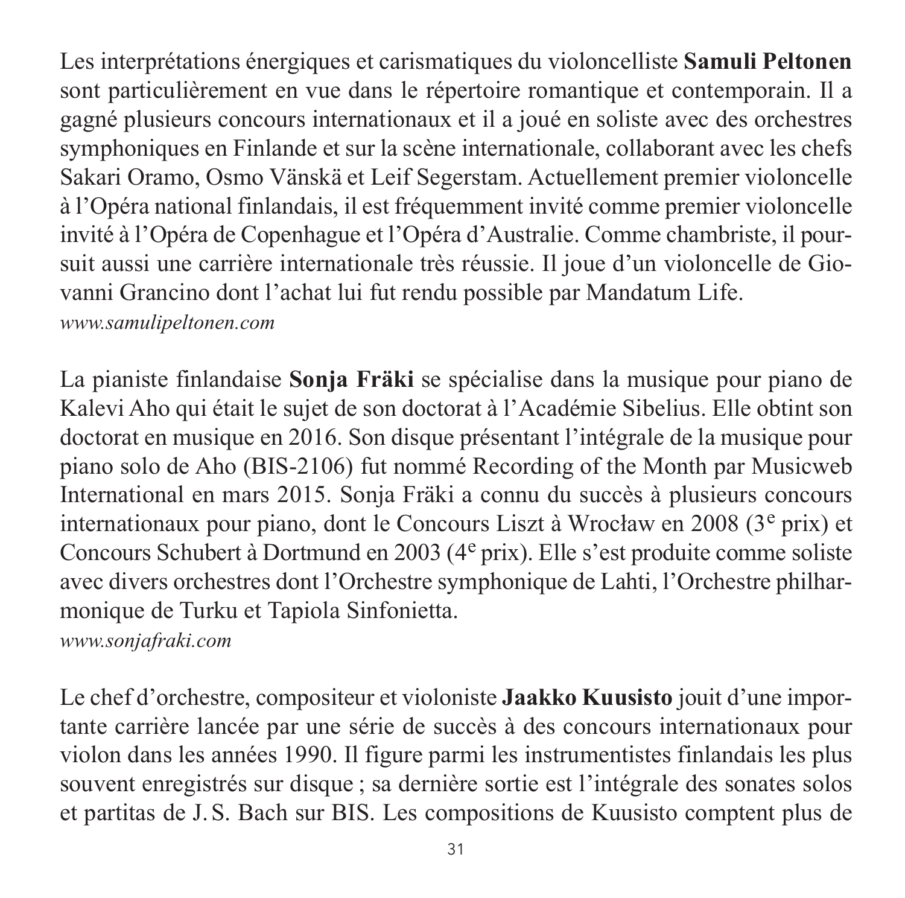Les interprétations énergiques et carismatiques du violoncelliste **Samuli Peltonen** sont particulièrement en vue dans le répertoire romantique et contemporain. Il a gagné plusieurs concours internationaux et il a joué en soliste avec des orchestres symphoniques en Finlande et sur la scène internationale, collaborant avec les chefs Sakari Oramo, Osmo Vänskä et Leif Segerstam. Actuellement premier violoncelle à l'Opéra national finlandais, il est fréquemment invité comme premier violoncelle invité à l'Opéra de Copenhague et l'Opéra d'Australie. Comme chambriste, il poursuit aussi une carrière internationale très réussie. Il joue d'un violoncelle de Giovanni Grancino dont l'achat lui fut rendu possible par Mandatum Life.
*www.samulipeltonen.com*

La pianiste finlandaise **Sonja Fräki** se spécialise dans la musique pour piano de Kalevi Aho qui était le sujet de son doctorat à l'Académie Sibelius. Elle obtint son doctorat en musique en 2016. Son disque présentant l'intégrale de la musique pour piano solo de Aho (BIS-2106) fut nommé Recording of the Month par Musicweb International en mars 2015. Sonja Fräki a connu du succès à plusieurs concours internationaux pour piano, dont le Concours Liszt à Wrocław en 2008 (3e prix) et Concours Schubert à Dortmund en 2003 (4e prix). Elle s'est produite comme soliste avec divers orchestres dont l'Orchestre symphonique de Lahti, l'Orchestre philharmonique de Turku et Tapiola Sinfonietta.
*www.sonjafraki.com*

Le chef d'orchestre, compositeur et violoniste **Jaakko Kuusisto** jouit d'une importante carrière lancée par une série de succès à des concours internationaux pour violon dans les années 1990. Il figure parmi les instrumentistes finlandais les plus souvent enregistrés sur disque ; sa dernière sortie est l'intégrale des sonates solos et partitas de J. S. Bach sur BIS. Les compositions de Kuusisto comptent plus de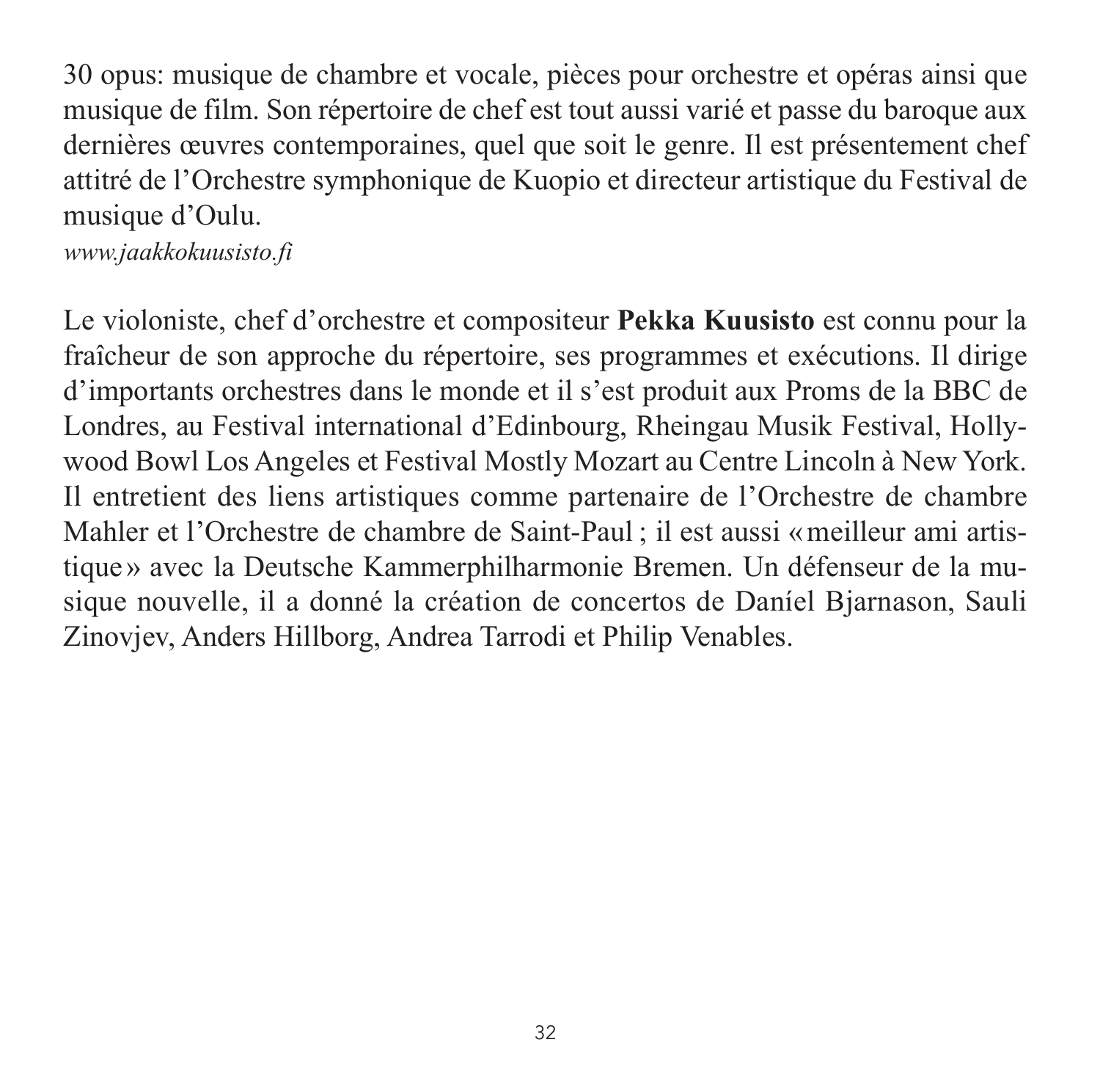30 opus: musique de chambre et vocale, pièces pour orchestre et opéras ainsi que musique de film. Son répertoire de chef est tout aussi varié et passe du baroque aux dernières œuvres contemporaines, quel que soit le genre. Il est présentement chef attitré de l'Orchestre symphonique de Kuopio et directeur artistique du Festival de musique d'Oulu.
*www.jaakkokuusisto.fi*

Le violoniste, chef d'orchestre et compositeur **Pekka Kuusisto** est connu pour la fraîcheur de son approche du répertoire, ses programmes et exécutions. Il dirige d'importants orchestres dans le monde et il s'est produit aux Proms de la BBC de Londres, au Festival international d'Edinbourg, Rheingau Musik Festival, Hollywood Bowl Los Angeles et Festival Mostly Mozart au Centre Lincoln à New York. Il entretient des liens artistiques comme partenaire de l'Orchestre de chambre Mahler et l'Orchestre de chambre de Saint-Paul ; il est aussi « meilleur ami artistique » avec la Deutsche Kammerphilharmonie Bremen. Un défenseur de la musique nouvelle, il a donné la création de concertos de Daníel Bjarnason, Sauli Zinovjev, Anders Hillborg, Andrea Tarrodi et Philip Venables.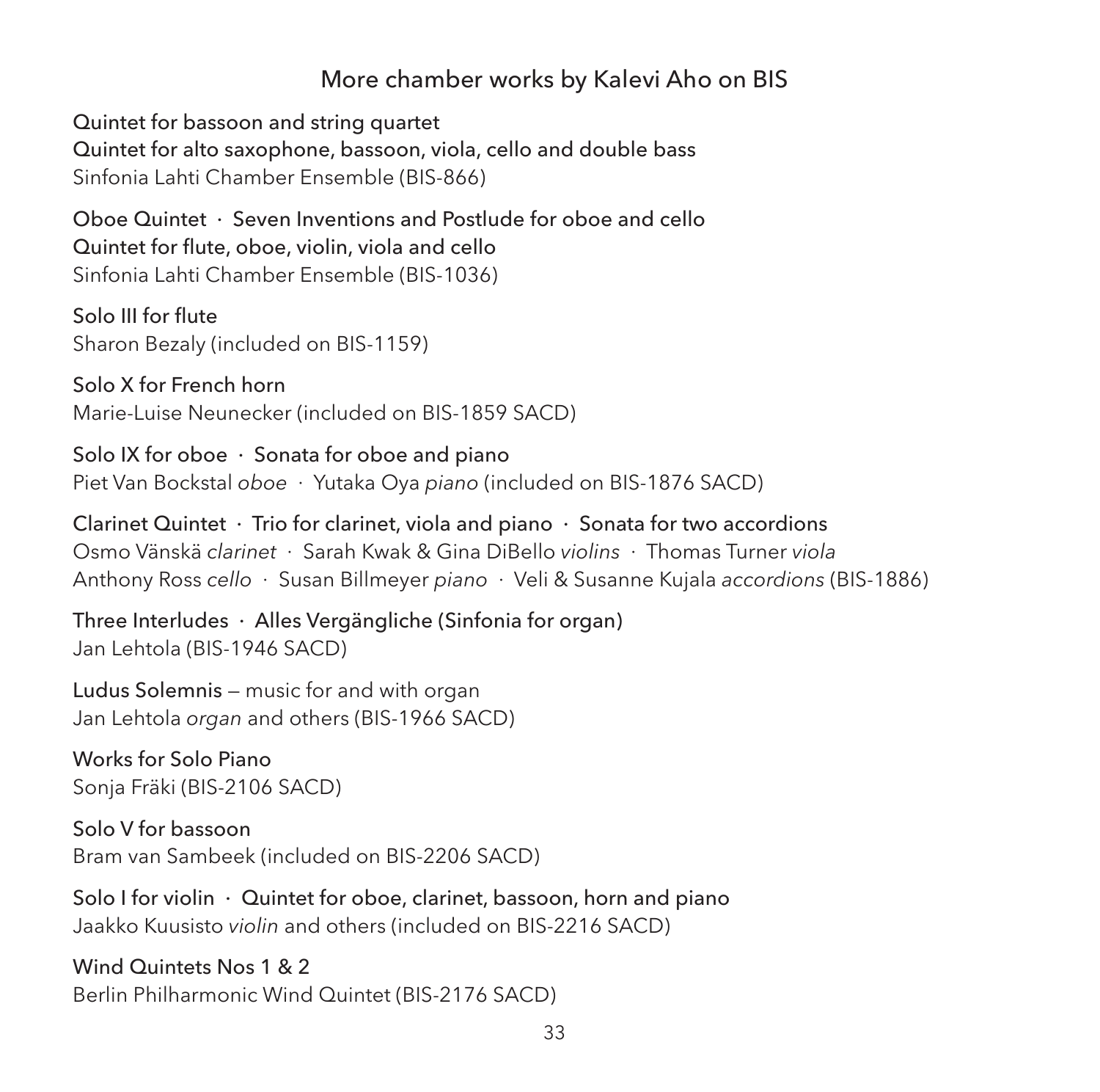## More chamber works by Kalevi Aho on BIS

Quintet for bassoon and string quartet
Quintet for alto saxophone, bassoon, viola, cello and double bass
Sinfonia Lahti Chamber Ensemble (BIS-866)

Oboe Quintet · Seven Inventions and Postlude for oboe and cello
Quintet for flute, oboe, violin, viola and cello
Sinfonia Lahti Chamber Ensemble (BIS-1036)

Solo III for flute
Sharon Bezaly (included on BIS-1159)

Solo X for French horn
Marie-Luise Neunecker (included on BIS-1859 SACD)

Solo IX for oboe · Sonata for oboe and piano
Piet Van Bockstal *oboe* · Yutaka Oya *piano* (included on BIS-1876 SACD)

Clarinet Quintet · Trio for clarinet, viola and piano · Sonata for two accordions
Osmo Vänskä *clarinet* · Sarah Kwak & Gina DiBello *violins* · Thomas Turner *viola*
Anthony Ross *cello* · Susan Billmeyer *piano* · Veli & Susanne Kujala *accordions* (BIS-1886)

Three Interludes · Alles Vergängliche (Sinfonia for organ)
Jan Lehtola (BIS-1946 SACD)

Ludus Solemnis — music for and with organ
Jan Lehtola *organ* and others (BIS-1966 SACD)

Works for Solo Piano
Sonja Fräki (BIS-2106 SACD)

Solo V for bassoon
Bram van Sambeek (included on BIS-2206 SACD)

Solo I for violin · Quintet for oboe, clarinet, bassoon, horn and piano
Jaakko Kuusisto *violin* and others (included on BIS-2216 SACD)

Wind Quintets Nos 1 & 2
Berlin Philharmonic Wind Quintet (BIS-2176 SACD)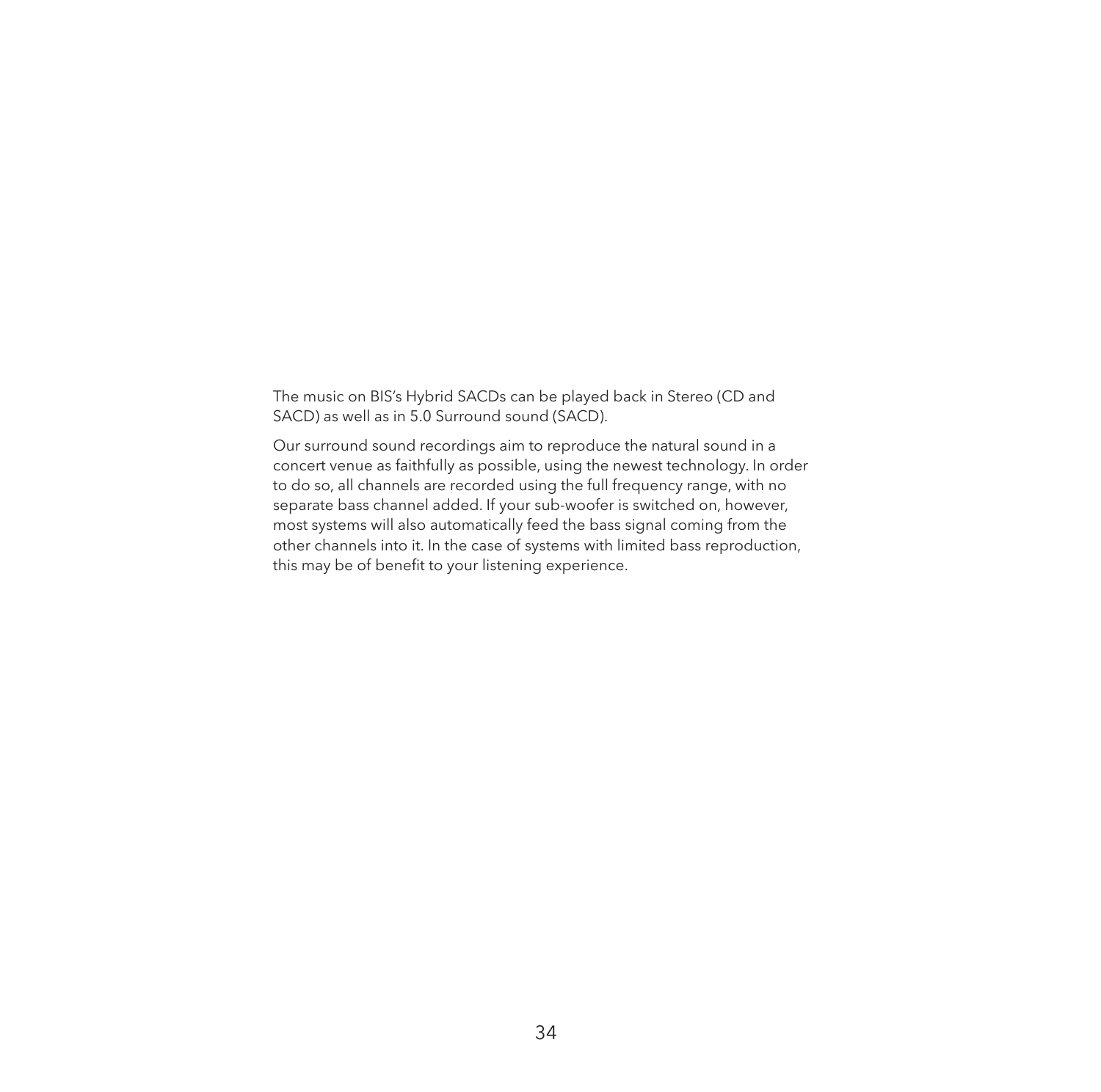The music on BIS's Hybrid SACDs can be played back in Stereo (CD and SACD) as well as in 5.0 Surround sound (SACD).

Our surround sound recordings aim to reproduce the natural sound in a concert venue as faithfully as possible, using the newest technology. In order to do so, all channels are recorded using the full frequency range, with no separate bass channel added. If your sub-woofer is switched on, however, most systems will also automatically feed the bass signal coming from the other channels into it. In the case of systems with limited bass reproduction, this may be of benefit to your listening experience.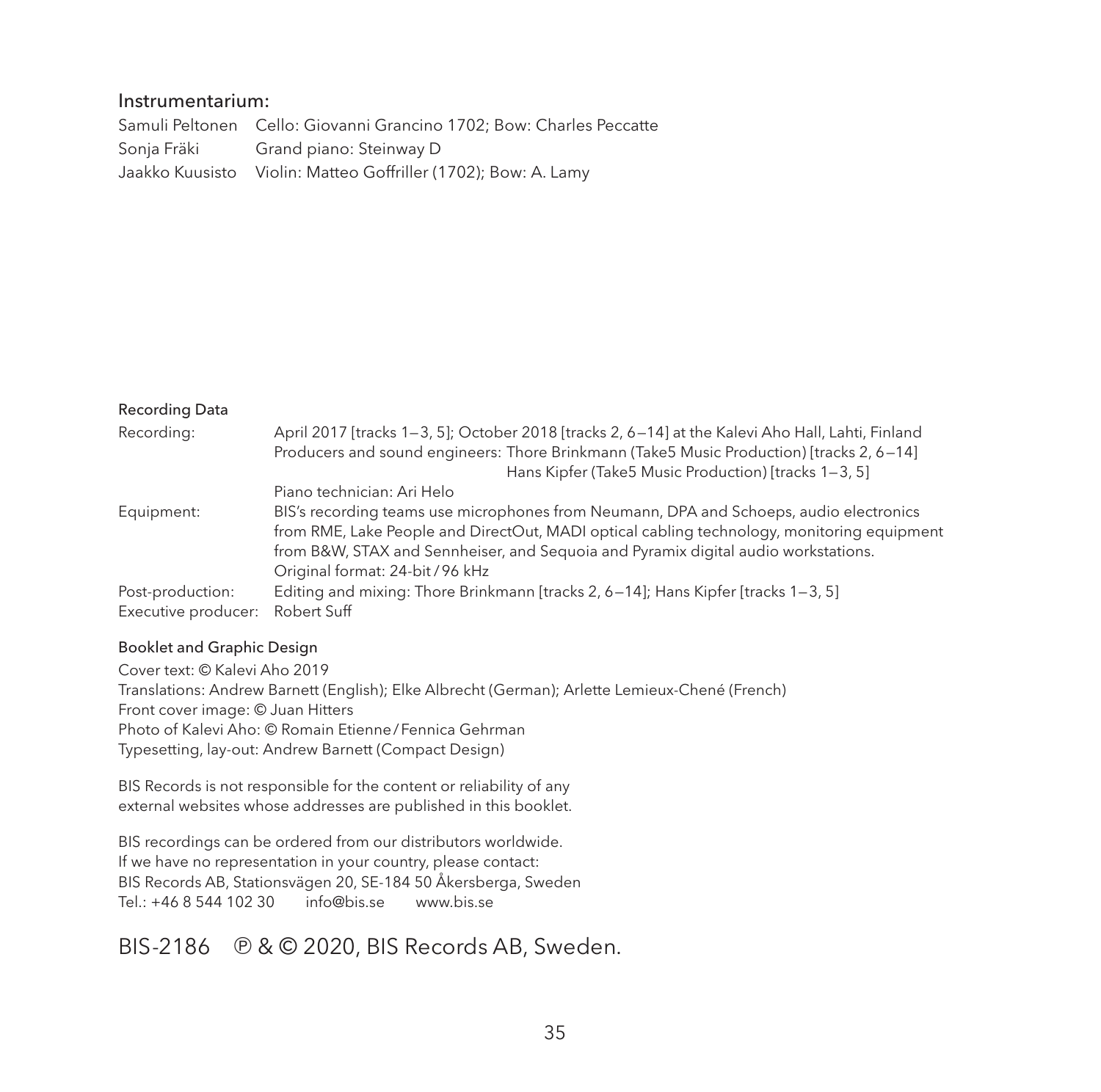## Instrumentarium:

| | |
|---|---|
| Samuli Peltonen | Cello: Giovanni Grancino 1702; Bow: Charles Peccatte |
| Sonja Fräki | Grand piano: Steinway D |
| Jaakko Kuusisto | Violin: Matteo Goffriller (1702); Bow: A. Lamy |

### Recording Data

| | |
|---|---|
| Recording: | April 2017 [tracks 1–3, 5]; October 2018 [tracks 2, 6–14] at the Kalevi Aho Hall, Lahti, Finland<br>Producers and sound engineers: Thore Brinkmann (Take5 Music Production) [tracks 2, 6–14]<br>Hans Kipfer (Take5 Music Production) [tracks 1–3, 5]<br>Piano technician: Ari Helo |
| Equipment: | BIS's recording teams use microphones from Neumann, DPA and Schoeps, audio electronics from RME, Lake People and DirectOut, MADI optical cabling technology, monitoring equipment from B&W, STAX and Sennheiser, and Sequoia and Pyramix digital audio workstations.<br>Original format: 24-bit / 96 kHz |
| Post-production: | Editing and mixing: Thore Brinkmann [tracks 2, 6–14]; Hans Kipfer [tracks 1–3, 5] |
| Executive producer: | Robert Suff |

### Booklet and Graphic Design

Cover text: © Kalevi Aho 2019
Translations: Andrew Barnett (English); Elke Albrecht (German); Arlette Lemieux-Chené (French)
Front cover image: © Juan Hitters
Photo of Kalevi Aho: © Romain Etienne / Fennica Gehrman
Typesetting, lay-out: Andrew Barnett (Compact Design)

BIS Records is not responsible for the content or reliability of any external websites whose addresses are published in this booklet.

BIS recordings can be ordered from our distributors worldwide.
If we have no representation in your country, please contact:
BIS Records AB, Stationsvägen 20, SE-184 50 Åkersberga, Sweden
Tel.: +46 8 544 102 30 info@bis.se www.bis.se

BIS-2186 ℗ & © 2020, BIS Records AB, Sweden.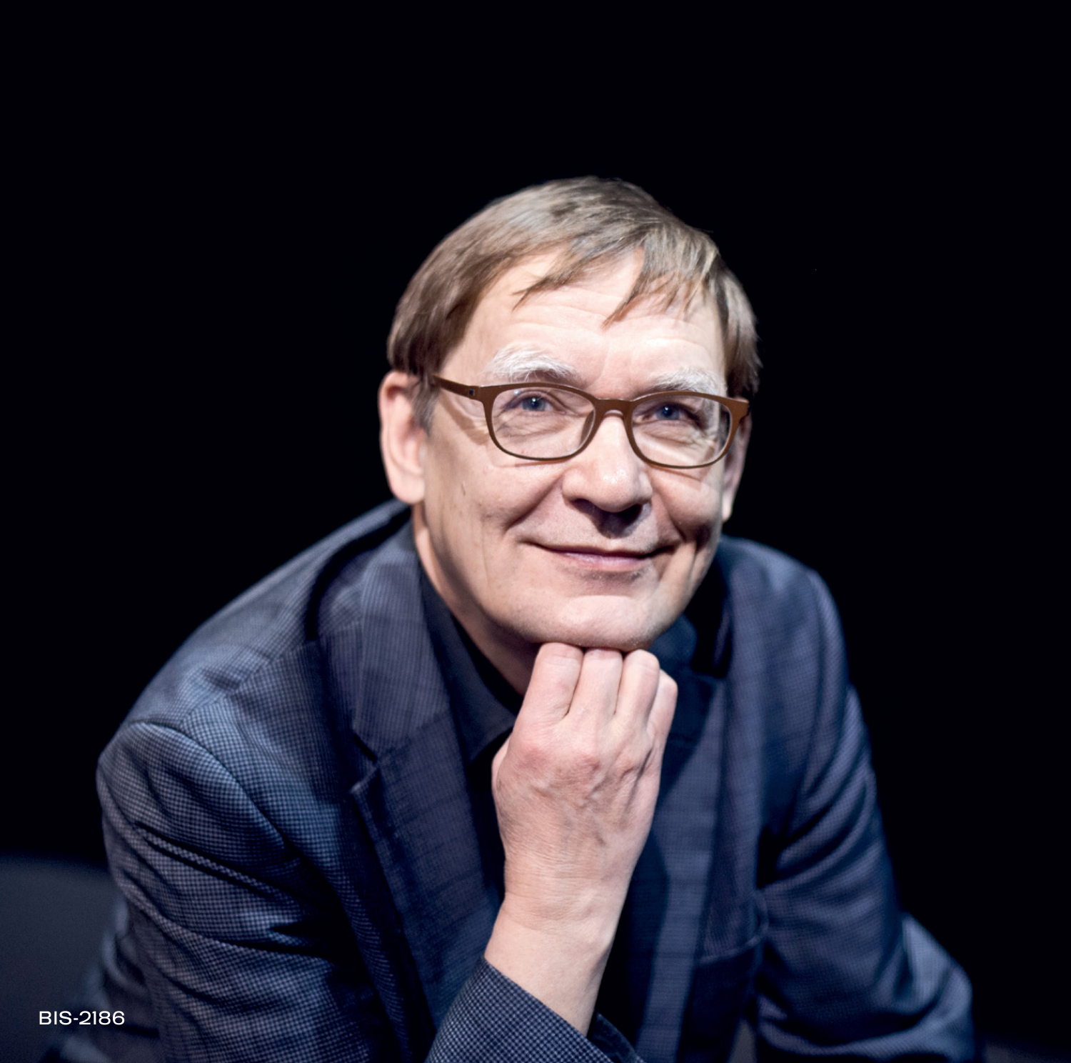BIS-2186